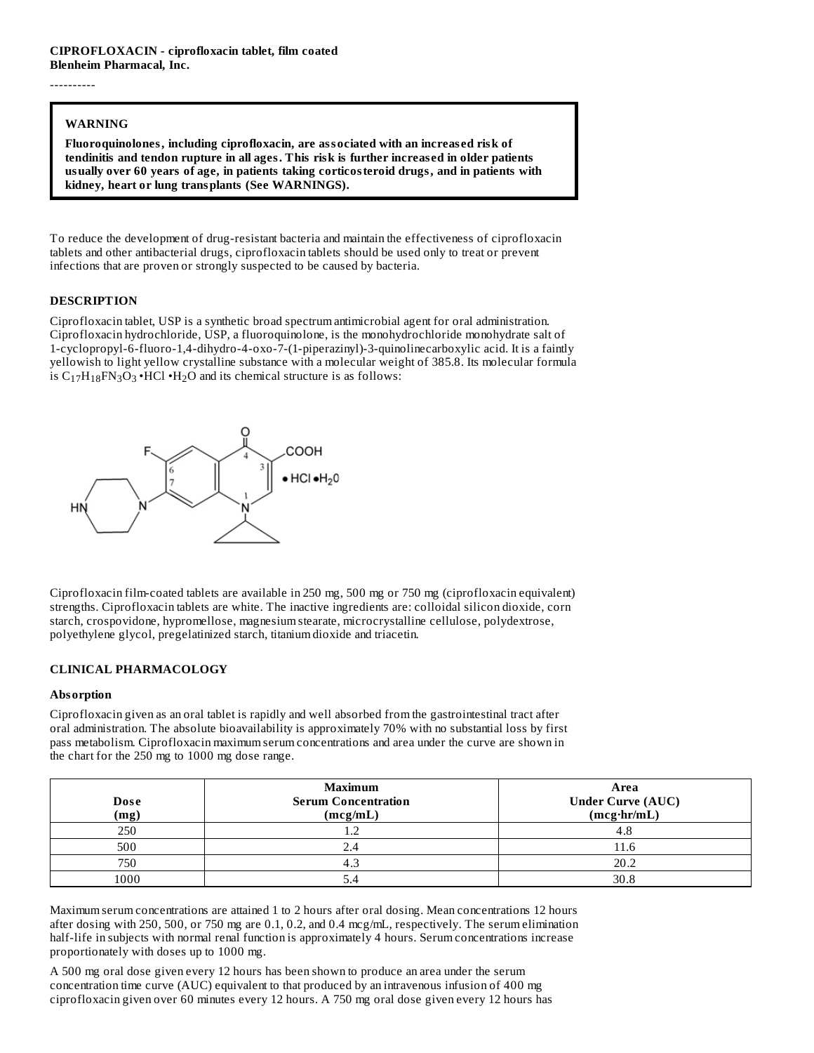**CIPROFLOXACIN - ciprofloxacin tablet, film coated**
**Blenheim Pharmacal, Inc.**

----------

> **WARNING**
>
> **Fluoroquinolones, including ciprofloxacin, are associated with an increased risk of tendinitis and tendon rupture in all ages. This risk is further increased in older patients usually over 60 years of age, in patients taking corticosteroid drugs, and in patients with kidney, heart or lung transplants (See WARNINGS).**

To reduce the development of drug-resistant bacteria and maintain the effectiveness of ciprofloxacin tablets and other antibacterial drugs, ciprofloxacin tablets should be used only to treat or prevent infections that are proven or strongly suspected to be caused by bacteria.

## DESCRIPTION

Ciprofloxacin tablet, USP is a synthetic broad spectrum antimicrobial agent for oral administration. Ciprofloxacin hydrochloride, USP, a fluoroquinolone, is the monohydrochloride monohydrate salt of 1-cyclopropyl-6-fluoro-1,4-dihydro-4-oxo-7-(1-piperazinyl)-3-quinolinecarboxylic acid. It is a faintly yellowish to light yellow crystalline substance with a molecular weight of 385.8. Its molecular formula is $C_{17}H_{18}FN_3O_3 \cdot HCl \cdot H_2O$ and its chemical structure is as follows:

Ciprofloxacin film-coated tablets are available in 250 mg, 500 mg or 750 mg (ciprofloxacin equivalent) strengths. Ciprofloxacin tablets are white. The inactive ingredients are: colloidal silicon dioxide, corn starch, crospovidone, hypromellose, magnesium stearate, microcrystalline cellulose, polydextrose, polyethylene glycol, pregelatinized starch, titanium dioxide and triacetin.

## CLINICAL PHARMACOLOGY

### Absorption

Ciprofloxacin given as an oral tablet is rapidly and well absorbed from the gastrointestinal tract after oral administration. The absolute bioavailability is approximately 70% with no substantial loss by first pass metabolism. Ciprofloxacin maximum serum concentrations and area under the curve are shown in the chart for the 250 mg to 1000 mg dose range.

| Dose (mg) | Maximum Serum Concentration (mcg/mL) | Area Under Curve (AUC) (mcg·hr/mL) |
|---|---|---|
| 250 | 1.2 | 4.8 |
| 500 | 2.4 | 11.6 |
| 750 | 4.3 | 20.2 |
| 1000 | 5.4 | 30.8 |

Maximum serum concentrations are attained 1 to 2 hours after oral dosing. Mean concentrations 12 hours after dosing with 250, 500, or 750 mg are 0.1, 0.2, and 0.4 mcg/mL, respectively. The serum elimination half-life in subjects with normal renal function is approximately 4 hours. Serum concentrations increase proportionately with doses up to 1000 mg.

A 500 mg oral dose given every 12 hours has been shown to produce an area under the serum concentration time curve (AUC) equivalent to that produced by an intravenous infusion of 400 mg ciprofloxacin given over 60 minutes every 12 hours. A 750 mg oral dose given every 12 hours has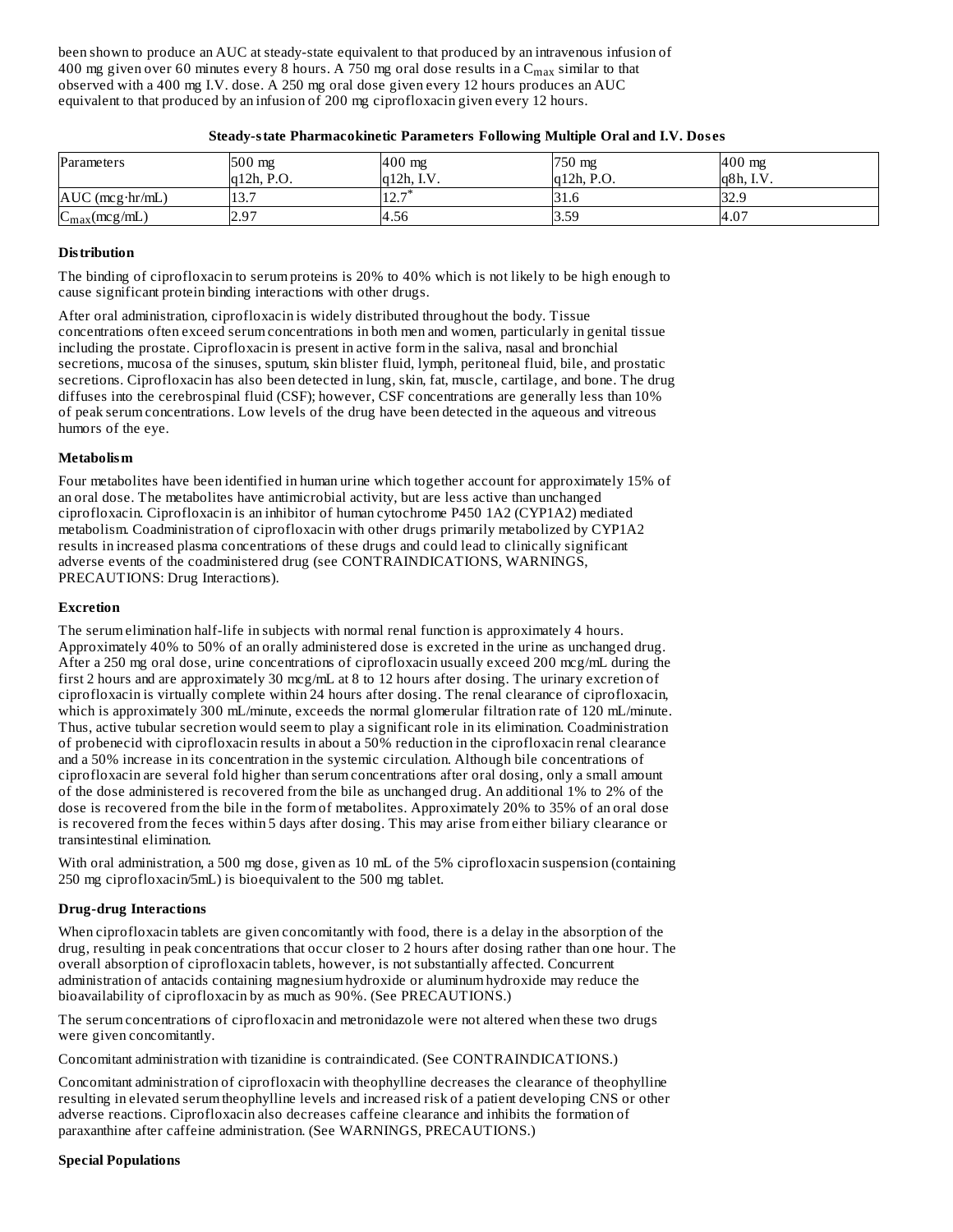been shown to produce an AUC at steady-state equivalent to that produced by an intravenous infusion of 400 mg given over 60 minutes every 8 hours. A 750 mg oral dose results in a $C_{max}$ similar to that observed with a 400 mg I.V. dose. A 250 mg oral dose given every 12 hours produces an AUC equivalent to that produced by an infusion of 200 mg ciprofloxacin given every 12 hours.

**Steady-state Pharmacokinetic Parameters Following Multiple Oral and I.V. Doses**

| Parameters | 500 mg q12h, P.O. | 400 mg q12h, I.V. | 750 mg q12h, P.O. | 400 mg q8h, I.V. |
|---|---|---|---|---|
| AUC (mcg·hr/mL) | 13.7 | 12.7* | 31.6 | 32.9 |
| $C_{max}$(mcg/mL) | 2.97 | 4.56 | 3.59 | 4.07 |

**Distribution**

The binding of ciprofloxacin to serum proteins is 20% to 40% which is not likely to be high enough to cause significant protein binding interactions with other drugs.

After oral administration, ciprofloxacin is widely distributed throughout the body. Tissue concentrations often exceed serum concentrations in both men and women, particularly in genital tissue including the prostate. Ciprofloxacin is present in active form in the saliva, nasal and bronchial secretions, mucosa of the sinuses, sputum, skin blister fluid, lymph, peritoneal fluid, bile, and prostatic secretions. Ciprofloxacin has also been detected in lung, skin, fat, muscle, cartilage, and bone. The drug diffuses into the cerebrospinal fluid (CSF); however, CSF concentrations are generally less than 10% of peak serum concentrations. Low levels of the drug have been detected in the aqueous and vitreous humors of the eye.

**Metabolism**

Four metabolites have been identified in human urine which together account for approximately 15% of an oral dose. The metabolites have antimicrobial activity, but are less active than unchanged ciprofloxacin. Ciprofloxacin is an inhibitor of human cytochrome P450 1A2 (CYP1A2) mediated metabolism. Coadministration of ciprofloxacin with other drugs primarily metabolized by CYP1A2 results in increased plasma concentrations of these drugs and could lead to clinically significant adverse events of the coadministered drug (see CONTRAINDICATIONS, WARNINGS, PRECAUTIONS: Drug Interactions).

**Excretion**

The serum elimination half-life in subjects with normal renal function is approximately 4 hours. Approximately 40% to 50% of an orally administered dose is excreted in the urine as unchanged drug. After a 250 mg oral dose, urine concentrations of ciprofloxacin usually exceed 200 mcg/mL during the first 2 hours and are approximately 30 mcg/mL at 8 to 12 hours after dosing. The urinary excretion of ciprofloxacin is virtually complete within 24 hours after dosing. The renal clearance of ciprofloxacin, which is approximately 300 mL/minute, exceeds the normal glomerular filtration rate of 120 mL/minute. Thus, active tubular secretion would seem to play a significant role in its elimination. Coadministration of probenecid with ciprofloxacin results in about a 50% reduction in the ciprofloxacin renal clearance and a 50% increase in its concentration in the systemic circulation. Although bile concentrations of ciprofloxacin are several fold higher than serum concentrations after oral dosing, only a small amount of the dose administered is recovered from the bile as unchanged drug. An additional 1% to 2% of the dose is recovered from the bile in the form of metabolites. Approximately 20% to 35% of an oral dose is recovered from the feces within 5 days after dosing. This may arise from either biliary clearance or transintestinal elimination.

With oral administration, a 500 mg dose, given as 10 mL of the 5% ciprofloxacin suspension (containing 250 mg ciprofloxacin/5mL) is bioequivalent to the 500 mg tablet.

**Drug-drug Interactions**

When ciprofloxacin tablets are given concomitantly with food, there is a delay in the absorption of the drug, resulting in peak concentrations that occur closer to 2 hours after dosing rather than one hour. The overall absorption of ciprofloxacin tablets, however, is not substantially affected. Concurrent administration of antacids containing magnesium hydroxide or aluminum hydroxide may reduce the bioavailability of ciprofloxacin by as much as 90%. (See PRECAUTIONS.)

The serum concentrations of ciprofloxacin and metronidazole were not altered when these two drugs were given concomitantly.

Concomitant administration with tizanidine is contraindicated. (See CONTRAINDICATIONS.)

Concomitant administration of ciprofloxacin with theophylline decreases the clearance of theophylline resulting in elevated serum theophylline levels and increased risk of a patient developing CNS or other adverse reactions. Ciprofloxacin also decreases caffeine clearance and inhibits the formation of paraxanthine after caffeine administration. (See WARNINGS, PRECAUTIONS.)

**Special Populations**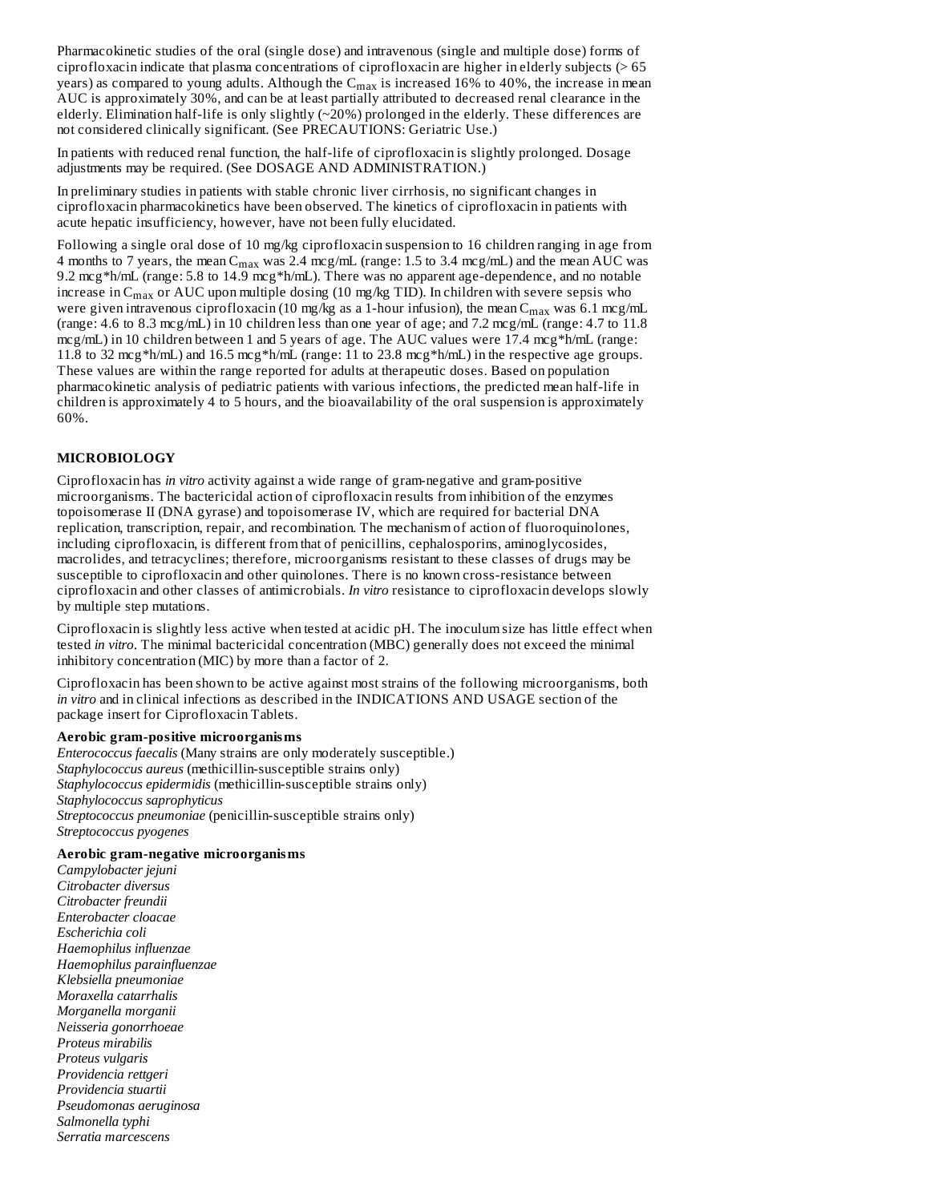Pharmacokinetic studies of the oral (single dose) and intravenous (single and multiple dose) forms of ciprofloxacin indicate that plasma concentrations of ciprofloxacin are higher in elderly subjects (> 65 years) as compared to young adults. Although the $C_{max}$ is increased 16% to 40%, the increase in mean AUC is approximately 30%, and can be at least partially attributed to decreased renal clearance in the elderly. Elimination half-life is only slightly (~20%) prolonged in the elderly. These differences are not considered clinically significant. (See PRECAUTIONS: Geriatric Use.)

In patients with reduced renal function, the half-life of ciprofloxacin is slightly prolonged. Dosage adjustments may be required. (See DOSAGE AND ADMINISTRATION.)

In preliminary studies in patients with stable chronic liver cirrhosis, no significant changes in ciprofloxacin pharmacokinetics have been observed. The kinetics of ciprofloxacin in patients with acute hepatic insufficiency, however, have not been fully elucidated.

Following a single oral dose of 10 mg/kg ciprofloxacin suspension to 16 children ranging in age from 4 months to 7 years, the mean $C_{max}$ was 2.4 mcg/mL (range: 1.5 to 3.4 mcg/mL) and the mean AUC was 9.2 mcg*h/mL (range: 5.8 to 14.9 mcg*h/mL). There was no apparent age-dependence, and no notable increase in $C_{max}$ or AUC upon multiple dosing (10 mg/kg TID). In children with severe sepsis who were given intravenous ciprofloxacin (10 mg/kg as a 1-hour infusion), the mean $C_{max}$ was 6.1 mcg/mL (range: 4.6 to 8.3 mcg/mL) in 10 children less than one year of age; and 7.2 mcg/mL (range: 4.7 to 11.8 mcg/mL) in 10 children between 1 and 5 years of age. The AUC values were 17.4 mcg*h/mL (range: 11.8 to 32 mcg*h/mL) and 16.5 mcg*h/mL (range: 11 to 23.8 mcg*h/mL) in the respective age groups. These values are within the range reported for adults at therapeutic doses. Based on population pharmacokinetic analysis of pediatric patients with various infections, the predicted mean half-life in children is approximately 4 to 5 hours, and the bioavailability of the oral suspension is approximately 60%.

## MICROBIOLOGY

Ciprofloxacin has *in vitro* activity against a wide range of gram-negative and gram-positive microorganisms. The bactericidal action of ciprofloxacin results from inhibition of the enzymes topoisomerase II (DNA gyrase) and topoisomerase IV, which are required for bacterial DNA replication, transcription, repair, and recombination. The mechanism of action of fluoroquinolones, including ciprofloxacin, is different from that of penicillins, cephalosporins, aminoglycosides, macrolides, and tetracyclines; therefore, microorganisms resistant to these classes of drugs may be susceptible to ciprofloxacin and other quinolones. There is no known cross-resistance between ciprofloxacin and other classes of antimicrobials. *In vitro* resistance to ciprofloxacin develops slowly by multiple step mutations.

Ciprofloxacin is slightly less active when tested at acidic pH. The inoculum size has little effect when tested *in vitro*. The minimal bactericidal concentration (MBC) generally does not exceed the minimal inhibitory concentration (MIC) by more than a factor of 2.

Ciprofloxacin has been shown to be active against most strains of the following microorganisms, both *in vitro* and in clinical infections as described in the INDICATIONS AND USAGE section of the package insert for Ciprofloxacin Tablets.

**Aerobic gram-positive microorganisms**

*Enterococcus faecalis* (Many strains are only moderately susceptible.)
*Staphylococcus aureus* (methicillin-susceptible strains only)
*Staphylococcus epidermidis* (methicillin-susceptible strains only)
*Staphylococcus saprophyticus*
*Streptococcus pneumoniae* (penicillin-susceptible strains only)
*Streptococcus pyogenes*

**Aerobic gram-negative microorganisms**

*Campylobacter jejuni*
*Citrobacter diversus*
*Citrobacter freundii*
*Enterobacter cloacae*
*Escherichia coli*
*Haemophilus influenzae*
*Haemophilus parainfluenzae*
*Klebsiella pneumoniae*
*Moraxella catarrhalis*
*Morganella morganii*
*Neisseria gonorrhoeae*
*Proteus mirabilis*
*Proteus vulgaris*
*Providencia rettgeri*
*Providencia stuartii*
*Pseudomonas aeruginosa*
*Salmonella typhi*
*Serratia marcescens*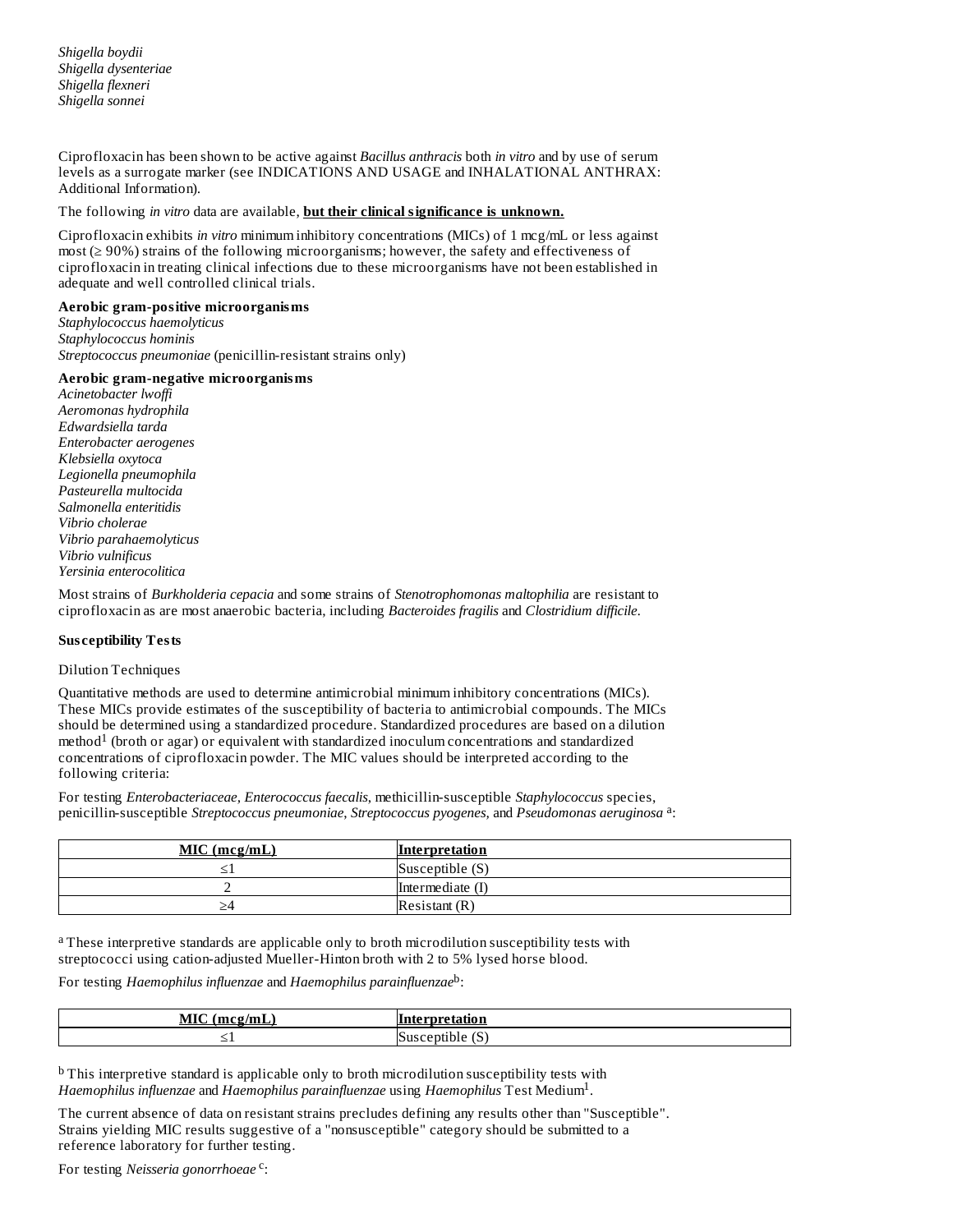*Shigella boydii*
*Shigella dysenteriae*
*Shigella flexneri*
*Shigella sonnei*

Ciprofloxacin has been shown to be active against *Bacillus anthracis* both *in vitro* and by use of serum levels as a surrogate marker (see INDICATIONS AND USAGE and INHALATIONAL ANTHRAX: Additional Information).

The following *in vitro* data are available, **but their clinical significance is unknown.**

Ciprofloxacin exhibits *in vitro* minimum inhibitory concentrations (MICs) of 1 mcg/mL or less against most (≥ 90%) strains of the following microorganisms; however, the safety and effectiveness of ciprofloxacin in treating clinical infections due to these microorganisms have not been established in adequate and well controlled clinical trials.

**Aerobic gram-positive microorganisms**
*Staphylococcus haemolyticus*
*Staphylococcus hominis*
*Streptococcus pneumoniae* (penicillin-resistant strains only)

**Aerobic gram-negative microorganisms**
*Acinetobacter lwoffi*
*Aeromonas hydrophila*
*Edwardsiella tarda*
*Enterobacter aerogenes*
*Klebsiella oxytoca*
*Legionella pneumophila*
*Pasteurella multocida*
*Salmonella enteritidis*
*Vibrio cholerae*
*Vibrio parahaemolyticus*
*Vibrio vulnificus*
*Yersinia enterocolitica*

Most strains of *Burkholderia cepacia* and some strains of *Stenotrophomonas maltophilia* are resistant to ciprofloxacin as are most anaerobic bacteria, including *Bacteroides fragilis* and *Clostridium difficile*.

**Susceptibility Tests**

Dilution Techniques

Quantitative methods are used to determine antimicrobial minimum inhibitory concentrations (MICs). These MICs provide estimates of the susceptibility of bacteria to antimicrobial compounds. The MICs should be determined using a standardized procedure. Standardized procedures are based on a dilution method[1] (broth or agar) or equivalent with standardized inoculum concentrations and standardized concentrations of ciprofloxacin powder. The MIC values should be interpreted according to the following criteria:

For testing *Enterobacteriaceae, Enterococcus faecalis*, methicillin-susceptible *Staphylococcus* species, penicillin-susceptible *Streptococcus pneumoniae, Streptococcus pyogenes,* and *Pseudomonas aeruginosa* [a]:

| MIC (mcg/mL) | Interpretation |
|---|---|
| ≤1 | Susceptible (S) |
| 2 | Intermediate (I) |
| ≥4 | Resistant (R) |

[a] These interpretive standards are applicable only to broth microdilution susceptibility tests with streptococci using cation-adjusted Mueller-Hinton broth with 2 to 5% lysed horse blood.

For testing *Haemophilus influenzae* and *Haemophilus parainfluenzae*[b]:

| MIC (mcg/mL) | Interpretation |
|---|---|
| ≤1 | Susceptible (S) |

[b] This interpretive standard is applicable only to broth microdilution susceptibility tests with *Haemophilus influenzae* and *Haemophilus parainfluenzae* using *Haemophilus* Test Medium[1].

The current absence of data on resistant strains precludes defining any results other than "Susceptible". Strains yielding MIC results suggestive of a "nonsusceptible" category should be submitted to a reference laboratory for further testing.

For testing *Neisseria gonorrhoeae* [c]: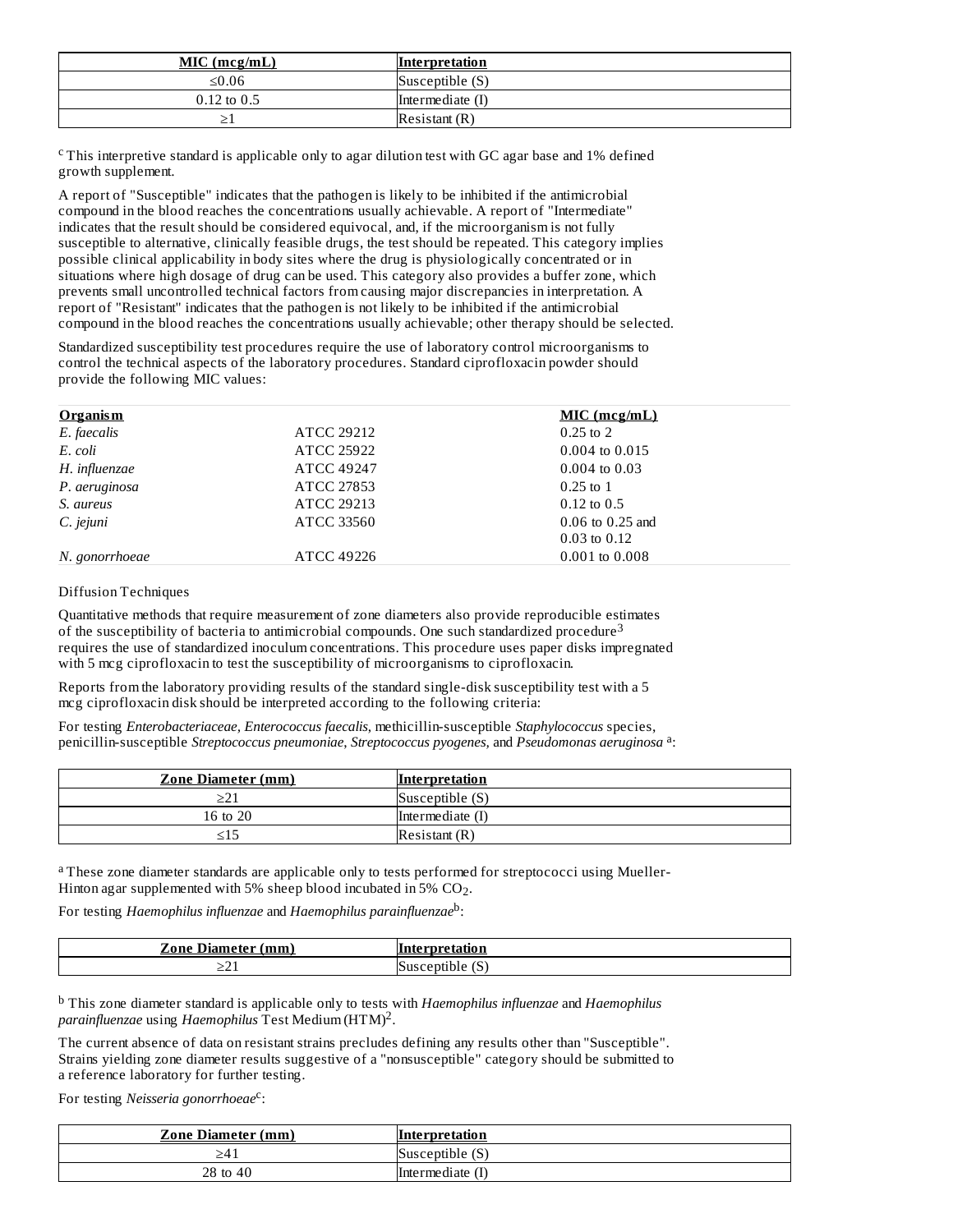| MIC (mcg/mL) | Interpretation |
| --- | --- |
| ≤0.06 | Susceptible (S) |
| 0.12 to 0.5 | Intermediate (I) |
| ≥1 | Resistant (R) |

[c] This interpretive standard is applicable only to agar dilution test with GC agar base and 1% defined growth supplement.

A report of "Susceptible" indicates that the pathogen is likely to be inhibited if the antimicrobial compound in the blood reaches the concentrations usually achievable. A report of "Intermediate" indicates that the result should be considered equivocal, and, if the microorganism is not fully susceptible to alternative, clinically feasible drugs, the test should be repeated. This category implies possible clinical applicability in body sites where the drug is physiologically concentrated or in situations where high dosage of drug can be used. This category also provides a buffer zone, which prevents small uncontrolled technical factors from causing major discrepancies in interpretation. A report of "Resistant" indicates that the pathogen is not likely to be inhibited if the antimicrobial compound in the blood reaches the concentrations usually achievable; other therapy should be selected.

Standardized susceptibility test procedures require the use of laboratory control microorganisms to control the technical aspects of the laboratory procedures. Standard ciprofloxacin powder should provide the following MIC values:

| Organism | | MIC (mcg/mL) |
| --- | --- | --- |
| *E. faecalis* | ATCC 29212 | 0.25 to 2 |
| *E. coli* | ATCC 25922 | 0.004 to 0.015 |
| *H. influenzae* | ATCC 49247 | 0.004 to 0.03 |
| *P. aeruginosa* | ATCC 27853 | 0.25 to 1 |
| *S. aureus* | ATCC 29213 | 0.12 to 0.5 |
| *C. jejuni* | ATCC 33560 | 0.06 to 0.25 and 0.03 to 0.12 |
| *N. gonorrhoeae* | ATCC 49226 | 0.001 to 0.008 |

Diffusion Techniques

Quantitative methods that require measurement of zone diameters also provide reproducible estimates of the susceptibility of bacteria to antimicrobial compounds. One such standardized procedure[3] requires the use of standardized inoculum concentrations. This procedure uses paper disks impregnated with 5 mcg ciprofloxacin to test the susceptibility of microorganisms to ciprofloxacin.

Reports from the laboratory providing results of the standard single-disk susceptibility test with a 5 mcg ciprofloxacin disk should be interpreted according to the following criteria:

For testing *Enterobacteriaceae, Enterococcus faecalis,* methicillin-susceptible *Staphylococcus* species, penicillin-susceptible *Streptococcus pneumoniae, Streptococcus pyogenes,* and *Pseudomonas aeruginosa* [a]:

| Zone Diameter (mm) | Interpretation |
| --- | --- |
| ≥21 | Susceptible (S) |
| 16 to 20 | Intermediate (I) |
| ≤15 | Resistant (R) |

[a] These zone diameter standards are applicable only to tests performed for streptococci using Mueller-Hinton agar supplemented with 5% sheep blood incubated in 5% $CO_2$.

For testing *Haemophilus influenzae* and *Haemophilus parainfluenzae*[b]:

| Zone Diameter (mm) | Interpretation |
| --- | --- |
| ≥21 | Susceptible (S) |

[b] This zone diameter standard is applicable only to tests with *Haemophilus influenzae* and *Haemophilus parainfluenzae* using *Haemophilus* Test Medium (HTM)[2].

The current absence of data on resistant strains precludes defining any results other than "Susceptible". Strains yielding zone diameter results suggestive of a "nonsusceptible" category should be submitted to a reference laboratory for further testing.

For testing *Neisseria gonorrhoeae*[c]:

| Zone Diameter (mm) | Interpretation |
| --- | --- |
| ≥41 | Susceptible (S) |
| 28 to 40 | Intermediate (I) |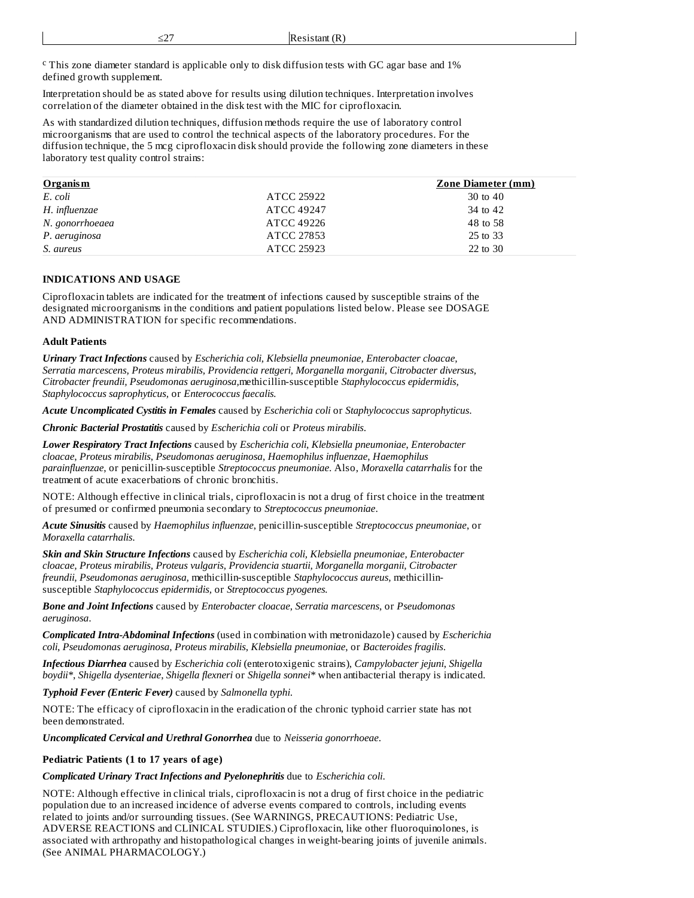| ≤27 | Resistant (R) |
|---|---|

[c] This zone diameter standard is applicable only to disk diffusion tests with GC agar base and 1% defined growth supplement.

Interpretation should be as stated above for results using dilution techniques. Interpretation involves correlation of the diameter obtained in the disk test with the MIC for ciprofloxacin.

As with standardized dilution techniques, diffusion methods require the use of laboratory control microorganisms that are used to control the technical aspects of the laboratory procedures. For the diffusion technique, the 5 mcg ciprofloxacin disk should provide the following zone diameters in these laboratory test quality control strains:

| Organism | | Zone Diameter (mm) |
|---|---|---|
| *E. coli* | ATCC 25922 | 30 to 40 |
| *H. influenzae* | ATCC 49247 | 34 to 42 |
| *N. gonorrhoeaea* | ATCC 49226 | 48 to 58 |
| *P. aeruginosa* | ATCC 27853 | 25 to 33 |
| *S. aureus* | ATCC 25923 | 22 to 30 |

## INDICATIONS AND USAGE

Ciprofloxacin tablets are indicated for the treatment of infections caused by susceptible strains of the designated microorganisms in the conditions and patient populations listed below. Please see DOSAGE AND ADMINISTRATION for specific recommendations.

### Adult Patients

***Urinary Tract Infections*** caused by *Escherichia coli, Klebsiella pneumoniae, Enterobacter cloacae, Serratia marcescens, Proteus mirabilis, Providencia rettgeri, Morganella morganii, Citrobacter diversus, Citrobacter freundii, Pseudomonas aeruginosa,*methicillin-susceptible *Staphylococcus epidermidis, Staphylococcus saprophyticus,* or *Enterococcus faecalis.*

***Acute Uncomplicated Cystitis in Females*** caused by *Escherichia coli* or *Staphylococcus saprophyticus.*

***Chronic Bacterial Prostatitis*** caused by *Escherichia coli* or *Proteus mirabilis.*

***Lower Respiratory Tract Infections*** caused by *Escherichia coli, Klebsiella pneumoniae, Enterobacter cloacae, Proteus mirabilis, Pseudomonas aeruginosa, Haemophilus influenzae, Haemophilus parainfluenzae,* or penicillin-susceptible *Streptococcus pneumoniae.* Also, *Moraxella catarrhalis* for the treatment of acute exacerbations of chronic bronchitis.

NOTE: Although effective in clinical trials, ciprofloxacin is not a drug of first choice in the treatment of presumed or confirmed pneumonia secondary to *Streptococcus pneumoniae*.

***Acute Sinusitis*** caused by *Haemophilus influenzae,* penicillin-susceptible *Streptococcus pneumoniae,* or *Moraxella catarrhalis.*

***Skin and Skin Structure Infections*** caused by *Escherichia coli, Klebsiella pneumoniae, Enterobacter cloacae, Proteus mirabilis, Proteus vulgaris, Providencia stuartii, Morganella morganii, Citrobacter freundii, Pseudomonas aeruginosa,* methicillin-susceptible *Staphylococcus aureus,* methicillin-susceptible *Staphylococcus epidermidis,* or *Streptococcus pyogenes.*

***Bone and Joint Infections*** caused by *Enterobacter cloacae, Serratia marcescens,* or *Pseudomonas aeruginosa*.

***Complicated Intra-Abdominal Infections*** (used in combination with metronidazole) caused by *Escherichia coli, Pseudomonas aeruginosa, Proteus mirabilis, Klebsiella pneumoniae,* or *Bacteroides fragilis.*

***Infectious Diarrhea*** caused by *Escherichia coli* (enterotoxigenic strains), *Campylobacter jejuni, Shigella boydii*\*, *Shigella dysenteriae, Shigella flexneri* or *Shigella sonnei*\* when antibacterial therapy is indicated.

***Typhoid Fever (Enteric Fever)*** caused by *Salmonella typhi.*

NOTE: The efficacy of ciprofloxacin in the eradication of the chronic typhoid carrier state has not been demonstrated.

***Uncomplicated Cervical and Urethral Gonorrhea*** due to *Neisseria gonorrhoeae.*

### Pediatric Patients (1 to 17 years of age)

***Complicated Urinary Tract Infections and Pyelonephritis*** due to *Escherichia coli.*

NOTE: Although effective in clinical trials, ciprofloxacin is not a drug of first choice in the pediatric population due to an increased incidence of adverse events compared to controls, including events related to joints and/or surrounding tissues. (See WARNINGS, PRECAUTIONS: Pediatric Use, ADVERSE REACTIONS and CLINICAL STUDIES.) Ciprofloxacin, like other fluoroquinolones, is associated with arthropathy and histopathological changes in weight-bearing joints of juvenile animals. (See ANIMAL PHARMACOLOGY.)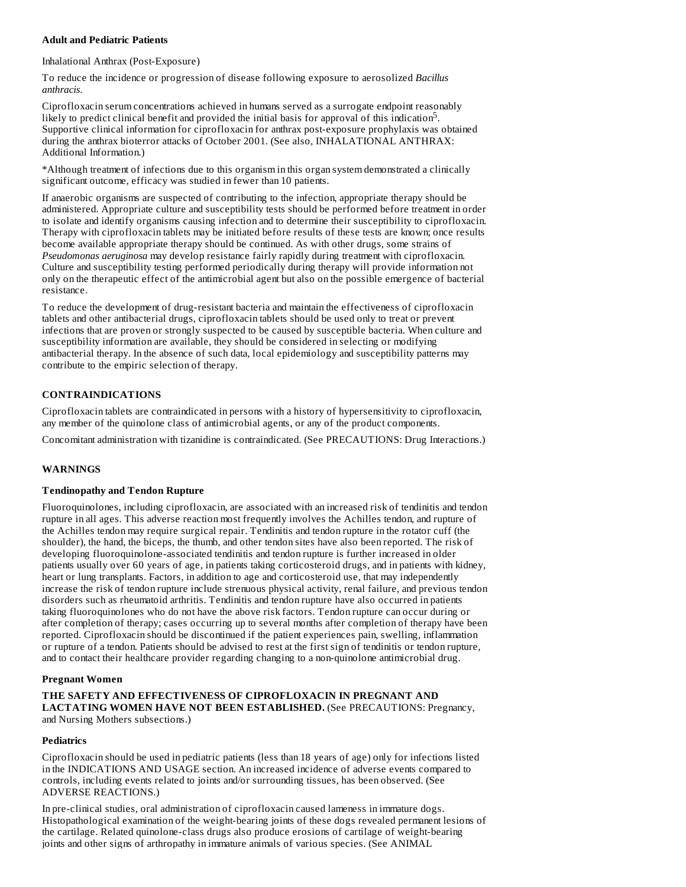**Adult and Pediatric Patients**

Inhalational Anthrax (Post-Exposure)

To reduce the incidence or progression of disease following exposure to aerosolized *Bacillus anthracis.*

Ciprofloxacin serum concentrations achieved in humans served as a surrogate endpoint reasonably likely to predict clinical benefit and provided the initial basis for approval of this indication[5]. Supportive clinical information for ciprofloxacin for anthrax post-exposure prophylaxis was obtained during the anthrax bioterror attacks of October 2001. (See also, INHALATIONAL ANTHRAX: Additional Information.)

*Although treatment of infections due to this organism in this organ system demonstrated a clinically significant outcome, efficacy was studied in fewer than 10 patients.

If anaerobic organisms are suspected of contributing to the infection, appropriate therapy should be administered. Appropriate culture and susceptibility tests should be performed before treatment in order to isolate and identify organisms causing infection and to determine their susceptibility to ciprofloxacin. Therapy with ciprofloxacin tablets may be initiated before results of these tests are known; once results become available appropriate therapy should be continued. As with other drugs, some strains of *Pseudomonas aeruginosa* may develop resistance fairly rapidly during treatment with ciprofloxacin. Culture and susceptibility testing performed periodically during therapy will provide information not only on the therapeutic effect of the antimicrobial agent but also on the possible emergence of bacterial resistance.

To reduce the development of drug-resistant bacteria and maintain the effectiveness of ciprofloxacin tablets and other antibacterial drugs, ciprofloxacin tablets should be used only to treat or prevent infections that are proven or strongly suspected to be caused by susceptible bacteria. When culture and susceptibility information are available, they should be considered in selecting or modifying antibacterial therapy. In the absence of such data, local epidemiology and susceptibility patterns may contribute to the empiric selection of therapy.

## CONTRAINDICATIONS

Ciprofloxacin tablets are contraindicated in persons with a history of hypersensitivity to ciprofloxacin, any member of the quinolone class of antimicrobial agents, or any of the product components.

Concomitant administration with tizanidine is contraindicated. (See PRECAUTIONS: Drug Interactions.)

## WARNINGS

### Tendinopathy and Tendon Rupture

Fluoroquinolones, including ciprofloxacin, are associated with an increased risk of tendinitis and tendon rupture in all ages. This adverse reaction most frequently involves the Achilles tendon, and rupture of the Achilles tendon may require surgical repair. Tendinitis and tendon rupture in the rotator cuff (the shoulder), the hand, the biceps, the thumb, and other tendon sites have also been reported. The risk of developing fluoroquinolone-associated tendinitis and tendon rupture is further increased in older patients usually over 60 years of age, in patients taking corticosteroid drugs, and in patients with kidney, heart or lung transplants. Factors, in addition to age and corticosteroid use, that may independently increase the risk of tendon rupture include strenuous physical activity, renal failure, and previous tendon disorders such as rheumatoid arthritis. Tendinitis and tendon rupture have also occurred in patients taking fluoroquinolones who do not have the above risk factors. Tendon rupture can occur during or after completion of therapy; cases occurring up to several months after completion of therapy have been reported. Ciprofloxacin should be discontinued if the patient experiences pain, swelling, inflammation or rupture of a tendon. Patients should be advised to rest at the first sign of tendinitis or tendon rupture, and to contact their healthcare provider regarding changing to a non-quinolone antimicrobial drug.

### Pregnant Women

**THE SAFETY AND EFFECTIVENESS OF CIPROFLOXACIN IN PREGNANT AND LACTATING WOMEN HAVE NOT BEEN ESTABLISHED.** (See PRECAUTIONS: Pregnancy, and Nursing Mothers subsections.)

### Pediatrics

Ciprofloxacin should be used in pediatric patients (less than 18 years of age) only for infections listed in the INDICATIONS AND USAGE section. An increased incidence of adverse events compared to controls, including events related to joints and/or surrounding tissues, has been observed. (See ADVERSE REACTIONS.)

In pre-clinical studies, oral administration of ciprofloxacin caused lameness in immature dogs. Histopathological examination of the weight-bearing joints of these dogs revealed permanent lesions of the cartilage. Related quinolone-class drugs also produce erosions of cartilage of weight-bearing joints and other signs of arthropathy in immature animals of various species. (See ANIMAL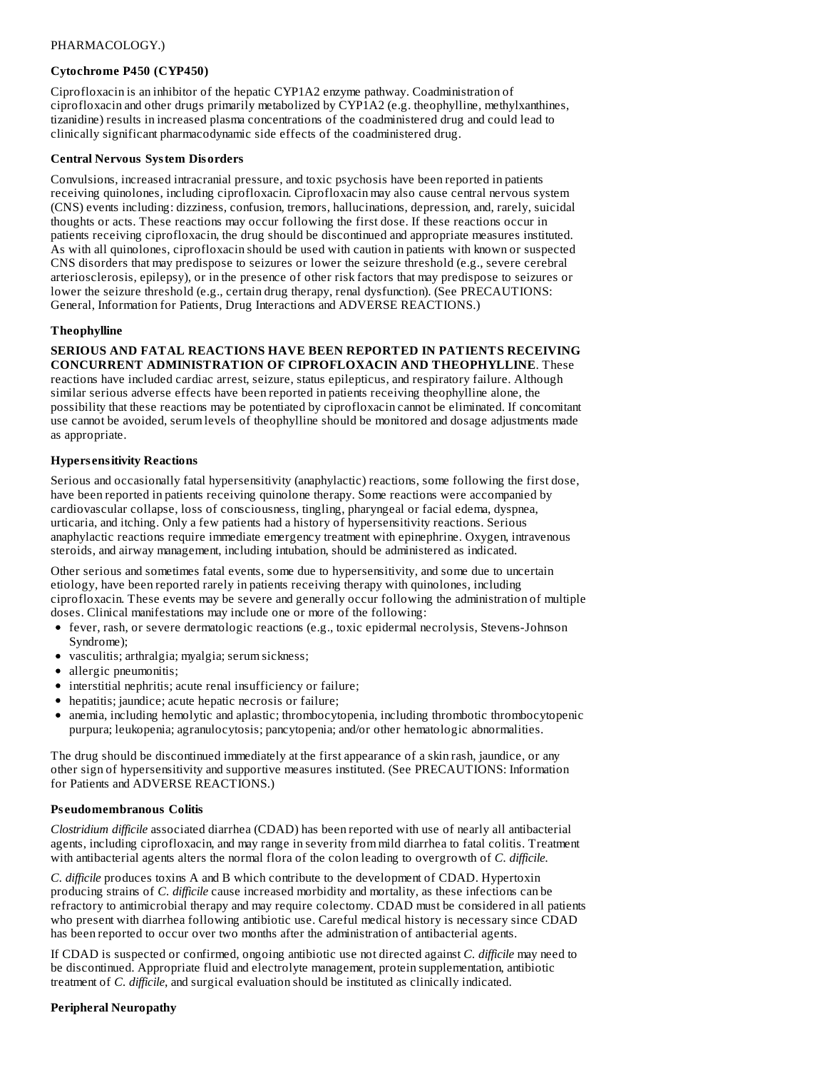PHARMACOLOGY.)

**Cytochrome P450 (CYP450)**

Ciprofloxacin is an inhibitor of the hepatic CYP1A2 enzyme pathway. Coadministration of ciprofloxacin and other drugs primarily metabolized by CYP1A2 (e.g. theophylline, methylxanthines, tizanidine) results in increased plasma concentrations of the coadministered drug and could lead to clinically significant pharmacodynamic side effects of the coadministered drug.

**Central Nervous System Disorders**

Convulsions, increased intracranial pressure, and toxic psychosis have been reported in patients receiving quinolones, including ciprofloxacin. Ciprofloxacin may also cause central nervous system (CNS) events including: dizziness, confusion, tremors, hallucinations, depression, and, rarely, suicidal thoughts or acts. These reactions may occur following the first dose. If these reactions occur in patients receiving ciprofloxacin, the drug should be discontinued and appropriate measures instituted. As with all quinolones, ciprofloxacin should be used with caution in patients with known or suspected CNS disorders that may predispose to seizures or lower the seizure threshold (e.g., severe cerebral arteriosclerosis, epilepsy), or in the presence of other risk factors that may predispose to seizures or lower the seizure threshold (e.g., certain drug therapy, renal dysfunction). (See PRECAUTIONS: General, Information for Patients, Drug Interactions and ADVERSE REACTIONS.)

**Theophylline**

**SERIOUS AND FATAL REACTIONS HAVE BEEN REPORTED IN PATIENTS RECEIVING CONCURRENT ADMINISTRATION OF CIPROFLOXACIN AND THEOPHYLLINE**. These reactions have included cardiac arrest, seizure, status epilepticus, and respiratory failure. Although similar serious adverse effects have been reported in patients receiving theophylline alone, the possibility that these reactions may be potentiated by ciprofloxacin cannot be eliminated. If concomitant use cannot be avoided, serum levels of theophylline should be monitored and dosage adjustments made as appropriate.

**Hypersensitivity Reactions**

Serious and occasionally fatal hypersensitivity (anaphylactic) reactions, some following the first dose, have been reported in patients receiving quinolone therapy. Some reactions were accompanied by cardiovascular collapse, loss of consciousness, tingling, pharyngeal or facial edema, dyspnea, urticaria, and itching. Only a few patients had a history of hypersensitivity reactions. Serious anaphylactic reactions require immediate emergency treatment with epinephrine. Oxygen, intravenous steroids, and airway management, including intubation, should be administered as indicated.

Other serious and sometimes fatal events, some due to hypersensitivity, and some due to uncertain etiology, have been reported rarely in patients receiving therapy with quinolones, including ciprofloxacin. These events may be severe and generally occur following the administration of multiple doses. Clinical manifestations may include one or more of the following:

- fever, rash, or severe dermatologic reactions (e.g., toxic epidermal necrolysis, Stevens-Johnson Syndrome);
- vasculitis; arthralgia; myalgia; serum sickness;
- allergic pneumonitis;
- interstitial nephritis; acute renal insufficiency or failure;
- hepatitis; jaundice; acute hepatic necrosis or failure;
- anemia, including hemolytic and aplastic; thrombocytopenia, including thrombotic thrombocytopenic purpura; leukopenia; agranulocytosis; pancytopenia; and/or other hematologic abnormalities.

The drug should be discontinued immediately at the first appearance of a skin rash, jaundice, or any other sign of hypersensitivity and supportive measures instituted. (See PRECAUTIONS: Information for Patients and ADVERSE REACTIONS.)

**Pseudomembranous Colitis**

*Clostridium difficile* associated diarrhea (CDAD) has been reported with use of nearly all antibacterial agents, including ciprofloxacin, and may range in severity from mild diarrhea to fatal colitis. Treatment with antibacterial agents alters the normal flora of the colon leading to overgrowth of *C. difficile*.

*C. difficile* produces toxins A and B which contribute to the development of CDAD. Hypertoxin producing strains of *C. difficile* cause increased morbidity and mortality, as these infections can be refractory to antimicrobial therapy and may require colectomy. CDAD must be considered in all patients who present with diarrhea following antibiotic use. Careful medical history is necessary since CDAD has been reported to occur over two months after the administration of antibacterial agents.

If CDAD is suspected or confirmed, ongoing antibiotic use not directed against *C. difficile* may need to be discontinued. Appropriate fluid and electrolyte management, protein supplementation, antibiotic treatment of *C. difficile*, and surgical evaluation should be instituted as clinically indicated.

**Peripheral Neuropathy**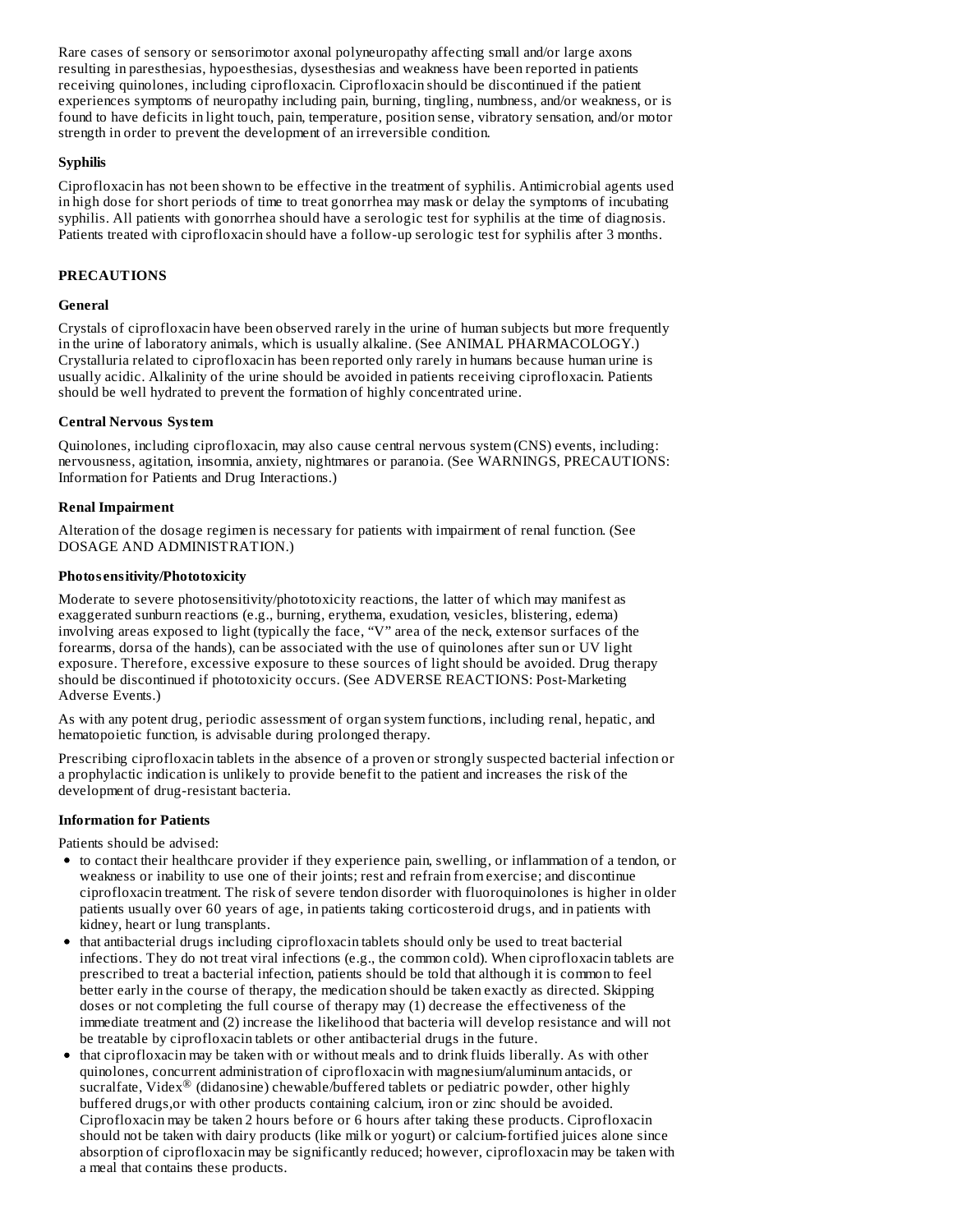Rare cases of sensory or sensorimotor axonal polyneuropathy affecting small and/or large axons resulting in paresthesias, hypoesthesias, dysesthesias and weakness have been reported in patients receiving quinolones, including ciprofloxacin. Ciprofloxacin should be discontinued if the patient experiences symptoms of neuropathy including pain, burning, tingling, numbness, and/or weakness, or is found to have deficits in light touch, pain, temperature, position sense, vibratory sensation, and/or motor strength in order to prevent the development of an irreversible condition.

**Syphilis**

Ciprofloxacin has not been shown to be effective in the treatment of syphilis. Antimicrobial agents used in high dose for short periods of time to treat gonorrhea may mask or delay the symptoms of incubating syphilis. All patients with gonorrhea should have a serologic test for syphilis at the time of diagnosis. Patients treated with ciprofloxacin should have a follow-up serologic test for syphilis after 3 months.

## PRECAUTIONS

**General**

Crystals of ciprofloxacin have been observed rarely in the urine of human subjects but more frequently in the urine of laboratory animals, which is usually alkaline. (See ANIMAL PHARMACOLOGY.) Crystalluria related to ciprofloxacin has been reported only rarely in humans because human urine is usually acidic. Alkalinity of the urine should be avoided in patients receiving ciprofloxacin. Patients should be well hydrated to prevent the formation of highly concentrated urine.

**Central Nervous System**

Quinolones, including ciprofloxacin, may also cause central nervous system (CNS) events, including: nervousness, agitation, insomnia, anxiety, nightmares or paranoia. (See WARNINGS, PRECAUTIONS: Information for Patients and Drug Interactions.)

**Renal Impairment**

Alteration of the dosage regimen is necessary for patients with impairment of renal function. (See DOSAGE AND ADMINISTRATION.)

**Photosensitivity/Phototoxicity**

Moderate to severe photosensitivity/phototoxicity reactions, the latter of which may manifest as exaggerated sunburn reactions (e.g., burning, erythema, exudation, vesicles, blistering, edema) involving areas exposed to light (typically the face, “V” area of the neck, extensor surfaces of the forearms, dorsa of the hands), can be associated with the use of quinolones after sun or UV light exposure. Therefore, excessive exposure to these sources of light should be avoided. Drug therapy should be discontinued if phototoxicity occurs. (See ADVERSE REACTIONS: Post-Marketing Adverse Events.)

As with any potent drug, periodic assessment of organ system functions, including renal, hepatic, and hematopoietic function, is advisable during prolonged therapy.

Prescribing ciprofloxacin tablets in the absence of a proven or strongly suspected bacterial infection or a prophylactic indication is unlikely to provide benefit to the patient and increases the risk of the development of drug-resistant bacteria.

**Information for Patients**

Patients should be advised:

- to contact their healthcare provider if they experience pain, swelling, or inflammation of a tendon, or weakness or inability to use one of their joints; rest and refrain from exercise; and discontinue ciprofloxacin treatment. The risk of severe tendon disorder with fluoroquinolones is higher in older patients usually over 60 years of age, in patients taking corticosteroid drugs, and in patients with kidney, heart or lung transplants.
- that antibacterial drugs including ciprofloxacin tablets should only be used to treat bacterial infections. They do not treat viral infections (e.g., the common cold). When ciprofloxacin tablets are prescribed to treat a bacterial infection, patients should be told that although it is common to feel better early in the course of therapy, the medication should be taken exactly as directed. Skipping doses or not completing the full course of therapy may (1) decrease the effectiveness of the immediate treatment and (2) increase the likelihood that bacteria will develop resistance and will not be treatable by ciprofloxacin tablets or other antibacterial drugs in the future.
- that ciprofloxacin may be taken with or without meals and to drink fluids liberally. As with other quinolones, concurrent administration of ciprofloxacin with magnesium/aluminum antacids, or sucralfate, Videx® (didanosine) chewable/buffered tablets or pediatric powder, other highly buffered drugs,or with other products containing calcium, iron or zinc should be avoided. Ciprofloxacin may be taken 2 hours before or 6 hours after taking these products. Ciprofloxacin should not be taken with dairy products (like milk or yogurt) or calcium-fortified juices alone since absorption of ciprofloxacin may be significantly reduced; however, ciprofloxacin may be taken with a meal that contains these products.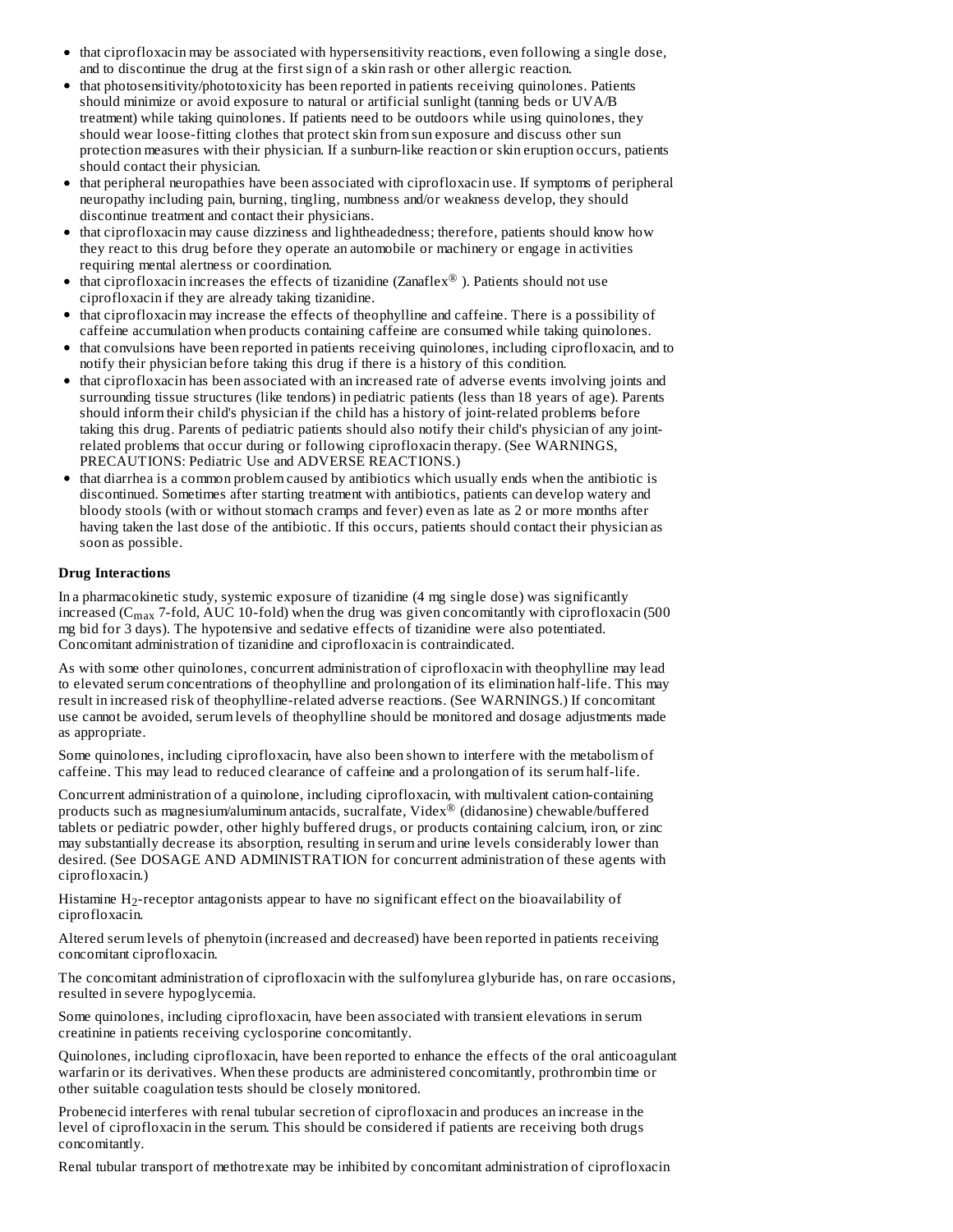- that ciprofloxacin may be associated with hypersensitivity reactions, even following a single dose, and to discontinue the drug at the first sign of a skin rash or other allergic reaction.
- that photosensitivity/phototoxicity has been reported in patients receiving quinolones. Patients should minimize or avoid exposure to natural or artificial sunlight (tanning beds or UVA/B treatment) while taking quinolones. If patients need to be outdoors while using quinolones, they should wear loose-fitting clothes that protect skin from sun exposure and discuss other sun protection measures with their physician. If a sunburn-like reaction or skin eruption occurs, patients should contact their physician.
- that peripheral neuropathies have been associated with ciprofloxacin use. If symptoms of peripheral neuropathy including pain, burning, tingling, numbness and/or weakness develop, they should discontinue treatment and contact their physicians.
- that ciprofloxacin may cause dizziness and lightheadedness; therefore, patients should know how they react to this drug before they operate an automobile or machinery or engage in activities requiring mental alertness or coordination.
- that ciprofloxacin increases the effects of tizanidine (Zanaflex®). Patients should not use ciprofloxacin if they are already taking tizanidine.
- that ciprofloxacin may increase the effects of theophylline and caffeine. There is a possibility of caffeine accumulation when products containing caffeine are consumed while taking quinolones.
- that convulsions have been reported in patients receiving quinolones, including ciprofloxacin, and to notify their physician before taking this drug if there is a history of this condition.
- that ciprofloxacin has been associated with an increased rate of adverse events involving joints and surrounding tissue structures (like tendons) in pediatric patients (less than 18 years of age). Parents should inform their child's physician if the child has a history of joint-related problems before taking this drug. Parents of pediatric patients should also notify their child's physician of any joint-related problems that occur during or following ciprofloxacin therapy. (See WARNINGS, PRECAUTIONS: Pediatric Use and ADVERSE REACTIONS.)
- that diarrhea is a common problem caused by antibiotics which usually ends when the antibiotic is discontinued. Sometimes after starting treatment with antibiotics, patients can develop watery and bloody stools (with or without stomach cramps and fever) even as late as 2 or more months after having taken the last dose of the antibiotic. If this occurs, patients should contact their physician as soon as possible.

**Drug Interactions**

In a pharmacokinetic study, systemic exposure of tizanidine (4 mg single dose) was significantly increased ($C_{max}$ 7-fold, AUC 10-fold) when the drug was given concomitantly with ciprofloxacin (500 mg bid for 3 days). The hypotensive and sedative effects of tizanidine were also potentiated. Concomitant administration of tizanidine and ciprofloxacin is contraindicated.

As with some other quinolones, concurrent administration of ciprofloxacin with theophylline may lead to elevated serum concentrations of theophylline and prolongation of its elimination half-life. This may result in increased risk of theophylline-related adverse reactions. (See WARNINGS.) If concomitant use cannot be avoided, serum levels of theophylline should be monitored and dosage adjustments made as appropriate.

Some quinolones, including ciprofloxacin, have also been shown to interfere with the metabolism of caffeine. This may lead to reduced clearance of caffeine and a prolongation of its serum half-life.

Concurrent administration of a quinolone, including ciprofloxacin, with multivalent cation-containing products such as magnesium/aluminum antacids, sucralfate, Videx® (didanosine) chewable/buffered tablets or pediatric powder, other highly buffered drugs, or products containing calcium, iron, or zinc may substantially decrease its absorption, resulting in serum and urine levels considerably lower than desired. (See DOSAGE AND ADMINISTRATION for concurrent administration of these agents with ciprofloxacin.)

Histamine $H_2$-receptor antagonists appear to have no significant effect on the bioavailability of ciprofloxacin.

Altered serum levels of phenytoin (increased and decreased) have been reported in patients receiving concomitant ciprofloxacin.

The concomitant administration of ciprofloxacin with the sulfonylurea glyburide has, on rare occasions, resulted in severe hypoglycemia.

Some quinolones, including ciprofloxacin, have been associated with transient elevations in serum creatinine in patients receiving cyclosporine concomitantly.

Quinolones, including ciprofloxacin, have been reported to enhance the effects of the oral anticoagulant warfarin or its derivatives. When these products are administered concomitantly, prothrombin time or other suitable coagulation tests should be closely monitored.

Probenecid interferes with renal tubular secretion of ciprofloxacin and produces an increase in the level of ciprofloxacin in the serum. This should be considered if patients are receiving both drugs concomitantly.

Renal tubular transport of methotrexate may be inhibited by concomitant administration of ciprofloxacin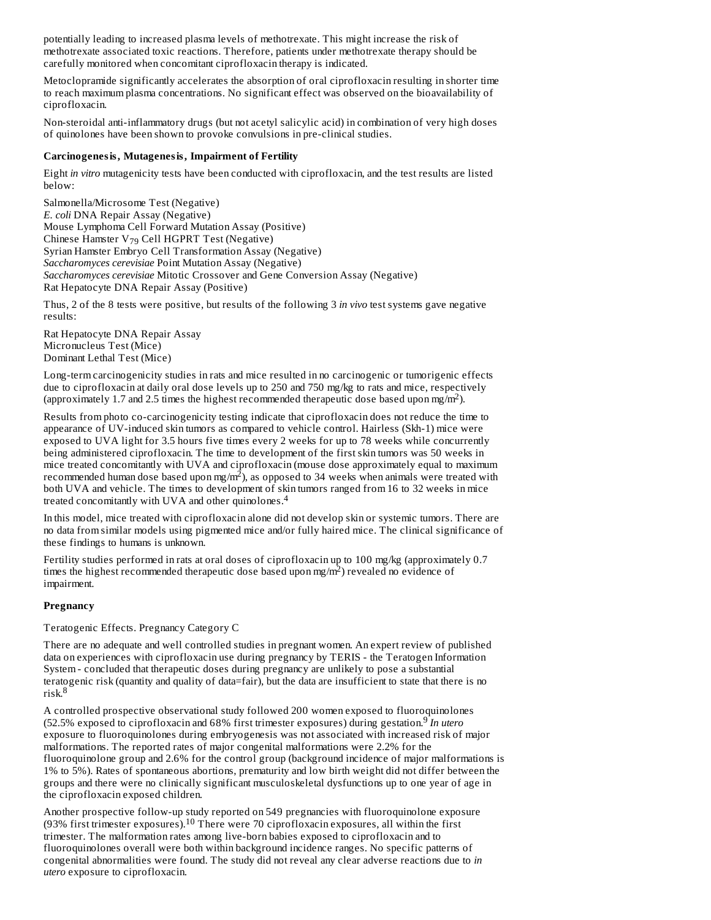potentially leading to increased plasma levels of methotrexate. This might increase the risk of methotrexate associated toxic reactions. Therefore, patients under methotrexate therapy should be carefully monitored when concomitant ciprofloxacin therapy is indicated.

Metoclopramide significantly accelerates the absorption of oral ciprofloxacin resulting in shorter time to reach maximum plasma concentrations. No significant effect was observed on the bioavailability of ciprofloxacin.

Non-steroidal anti-inflammatory drugs (but not acetyl salicylic acid) in combination of very high doses of quinolones have been shown to provoke convulsions in pre-clinical studies.

**Carcinogenesis, Mutagenesis, Impairment of Fertility**

Eight *in vitro* mutagenicity tests have been conducted with ciprofloxacin, and the test results are listed below:

Salmonella/Microsome Test (Negative)
*E. coli* DNA Repair Assay (Negative)
Mouse Lymphoma Cell Forward Mutation Assay (Positive)
Chinese Hamster $V_{79}$ Cell HGPRT Test (Negative)
Syrian Hamster Embryo Cell Transformation Assay (Negative)
*Saccharomyces cerevisiae* Point Mutation Assay (Negative)
*Saccharomyces cerevisiae* Mitotic Crossover and Gene Conversion Assay (Negative)
Rat Hepatocyte DNA Repair Assay (Positive)

Thus, 2 of the 8 tests were positive, but results of the following 3 *in vivo* test systems gave negative results:

Rat Hepatocyte DNA Repair Assay
Micronucleus Test (Mice)
Dominant Lethal Test (Mice)

Long-term carcinogenicity studies in rats and mice resulted in no carcinogenic or tumorigenic effects due to ciprofloxacin at daily oral dose levels up to 250 and 750 mg/kg to rats and mice, respectively (approximately 1.7 and 2.5 times the highest recommended therapeutic dose based upon mg/$m^2$).

Results from photo co-carcinogenicity testing indicate that ciprofloxacin does not reduce the time to appearance of UV-induced skin tumors as compared to vehicle control. Hairless (Skh-1) mice were exposed to UVA light for 3.5 hours five times every 2 weeks for up to 78 weeks while concurrently being administered ciprofloxacin. The time to development of the first skin tumors was 50 weeks in mice treated concomitantly with UVA and ciprofloxacin (mouse dose approximately equal to maximum recommended human dose based upon mg/$m^2$), as opposed to 34 weeks when animals were treated with both UVA and vehicle. The times to development of skin tumors ranged from 16 to 32 weeks in mice treated concomitantly with UVA and other quinolones.[4]

In this model, mice treated with ciprofloxacin alone did not develop skin or systemic tumors. There are no data from similar models using pigmented mice and/or fully haired mice. The clinical significance of these findings to humans is unknown.

Fertility studies performed in rats at oral doses of ciprofloxacin up to 100 mg/kg (approximately 0.7 times the highest recommended therapeutic dose based upon mg/$m^2$) revealed no evidence of impairment.

**Pregnancy**

Teratogenic Effects. Pregnancy Category C

There are no adequate and well controlled studies in pregnant women. An expert review of published data on experiences with ciprofloxacin use during pregnancy by TERIS - the Teratogen Information System - concluded that therapeutic doses during pregnancy are unlikely to pose a substantial teratogenic risk (quantity and quality of data=fair), but the data are insufficient to state that there is no risk.[8]

A controlled prospective observational study followed 200 women exposed to fluoroquinolones (52.5% exposed to ciprofloxacin and 68% first trimester exposures) during gestation.[9] *In utero* exposure to fluoroquinolones during embryogenesis was not associated with increased risk of major malformations. The reported rates of major congenital malformations were 2.2% for the fluoroquinolone group and 2.6% for the control group (background incidence of major malformations is 1% to 5%). Rates of spontaneous abortions, prematurity and low birth weight did not differ between the groups and there were no clinically significant musculoskeletal dysfunctions up to one year of age in the ciprofloxacin exposed children.

Another prospective follow-up study reported on 549 pregnancies with fluoroquinolone exposure (93% first trimester exposures).[10] There were 70 ciprofloxacin exposures, all within the first trimester. The malformation rates among live-born babies exposed to ciprofloxacin and to fluoroquinolones overall were both within background incidence ranges. No specific patterns of congenital abnormalities were found. The study did not reveal any clear adverse reactions due to *in utero* exposure to ciprofloxacin.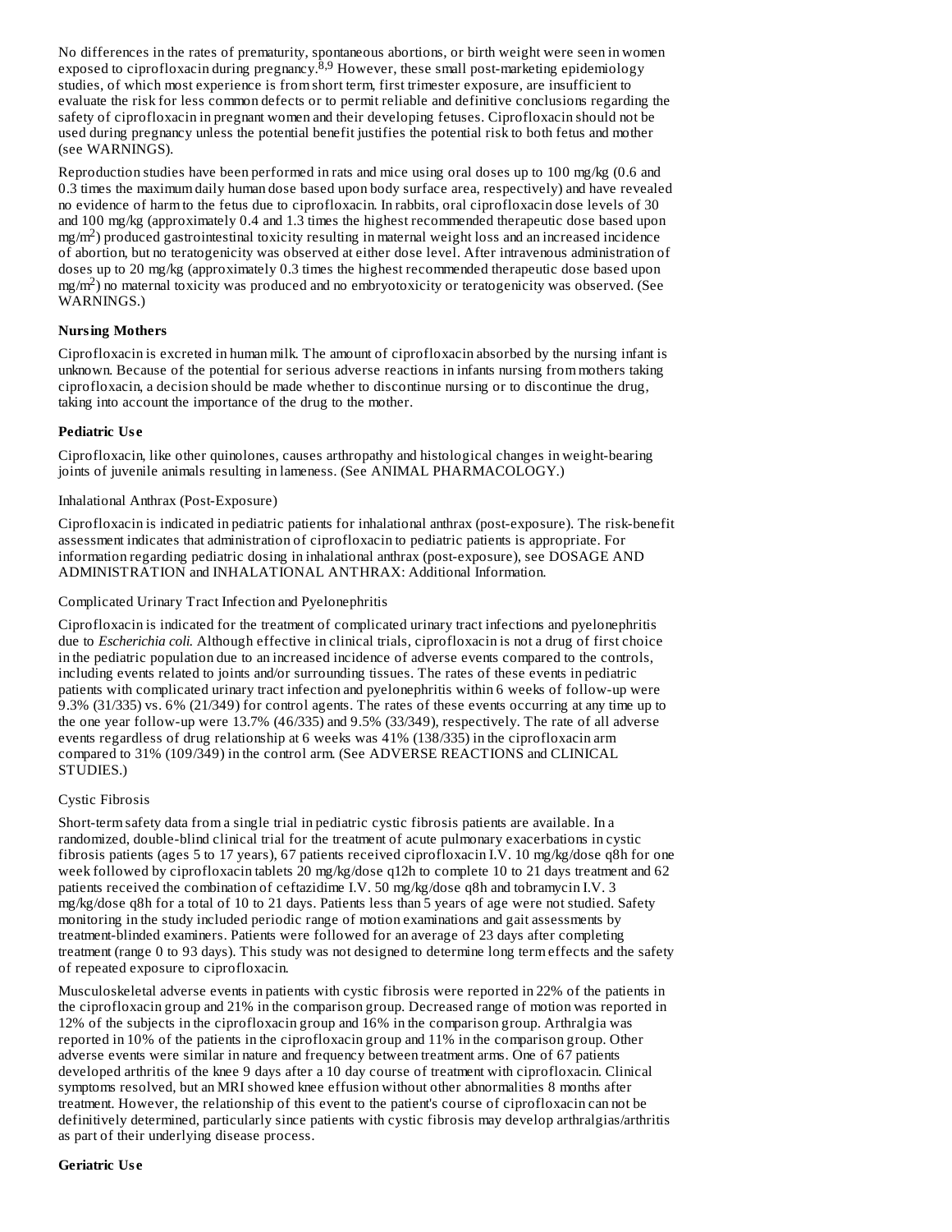No differences in the rates of prematurity, spontaneous abortions, or birth weight were seen in women exposed to ciprofloxacin during pregnancy.[8,9] However, these small post-marketing epidemiology studies, of which most experience is from short term, first trimester exposure, are insufficient to evaluate the risk for less common defects or to permit reliable and definitive conclusions regarding the safety of ciprofloxacin in pregnant women and their developing fetuses. Ciprofloxacin should not be used during pregnancy unless the potential benefit justifies the potential risk to both fetus and mother (see WARNINGS).

Reproduction studies have been performed in rats and mice using oral doses up to 100 mg/kg (0.6 and 0.3 times the maximum daily human dose based upon body surface area, respectively) and have revealed no evidence of harm to the fetus due to ciprofloxacin. In rabbits, oral ciprofloxacin dose levels of 30 and 100 mg/kg (approximately 0.4 and 1.3 times the highest recommended therapeutic dose based upon $mg/m^2$) produced gastrointestinal toxicity resulting in maternal weight loss and an increased incidence of abortion, but no teratogenicity was observed at either dose level. After intravenous administration of doses up to 20 mg/kg (approximately 0.3 times the highest recommended therapeutic dose based upon $mg/m^2$) no maternal toxicity was produced and no embryotoxicity or teratogenicity was observed. (See WARNINGS.)

**Nursing Mothers**

Ciprofloxacin is excreted in human milk. The amount of ciprofloxacin absorbed by the nursing infant is unknown. Because of the potential for serious adverse reactions in infants nursing from mothers taking ciprofloxacin, a decision should be made whether to discontinue nursing or to discontinue the drug, taking into account the importance of the drug to the mother.

**Pediatric Use**

Ciprofloxacin, like other quinolones, causes arthropathy and histological changes in weight-bearing joints of juvenile animals resulting in lameness. (See ANIMAL PHARMACOLOGY.)

Inhalational Anthrax (Post-Exposure)

Ciprofloxacin is indicated in pediatric patients for inhalational anthrax (post-exposure). The risk-benefit assessment indicates that administration of ciprofloxacin to pediatric patients is appropriate. For information regarding pediatric dosing in inhalational anthrax (post-exposure), see DOSAGE AND ADMINISTRATION and INHALATIONAL ANTHRAX: Additional Information.

Complicated Urinary Tract Infection and Pyelonephritis

Ciprofloxacin is indicated for the treatment of complicated urinary tract infections and pyelonephritis due to *Escherichia coli*. Although effective in clinical trials, ciprofloxacin is not a drug of first choice in the pediatric population due to an increased incidence of adverse events compared to the controls, including events related to joints and/or surrounding tissues. The rates of these events in pediatric patients with complicated urinary tract infection and pyelonephritis within 6 weeks of follow-up were 9.3% (31/335) vs. 6% (21/349) for control agents. The rates of these events occurring at any time up to the one year follow-up were 13.7% (46/335) and 9.5% (33/349), respectively. The rate of all adverse events regardless of drug relationship at 6 weeks was 41% (138/335) in the ciprofloxacin arm compared to 31% (109/349) in the control arm. (See ADVERSE REACTIONS and CLINICAL STUDIES.)

Cystic Fibrosis

Short-term safety data from a single trial in pediatric cystic fibrosis patients are available. In a randomized, double-blind clinical trial for the treatment of acute pulmonary exacerbations in cystic fibrosis patients (ages 5 to 17 years), 67 patients received ciprofloxacin I.V. 10 mg/kg/dose q8h for one week followed by ciprofloxacin tablets 20 mg/kg/dose q12h to complete 10 to 21 days treatment and 62 patients received the combination of ceftazidime I.V. 50 mg/kg/dose q8h and tobramycin I.V. 3 mg/kg/dose q8h for a total of 10 to 21 days. Patients less than 5 years of age were not studied. Safety monitoring in the study included periodic range of motion examinations and gait assessments by treatment-blinded examiners. Patients were followed for an average of 23 days after completing treatment (range 0 to 93 days). This study was not designed to determine long term effects and the safety of repeated exposure to ciprofloxacin.

Musculoskeletal adverse events in patients with cystic fibrosis were reported in 22% of the patients in the ciprofloxacin group and 21% in the comparison group. Decreased range of motion was reported in 12% of the subjects in the ciprofloxacin group and 16% in the comparison group. Arthralgia was reported in 10% of the patients in the ciprofloxacin group and 11% in the comparison group. Other adverse events were similar in nature and frequency between treatment arms. One of 67 patients developed arthritis of the knee 9 days after a 10 day course of treatment with ciprofloxacin. Clinical symptoms resolved, but an MRI showed knee effusion without other abnormalities 8 months after treatment. However, the relationship of this event to the patient's course of ciprofloxacin can not be definitively determined, particularly since patients with cystic fibrosis may develop arthralgias/arthritis as part of their underlying disease process.

**Geriatric Use**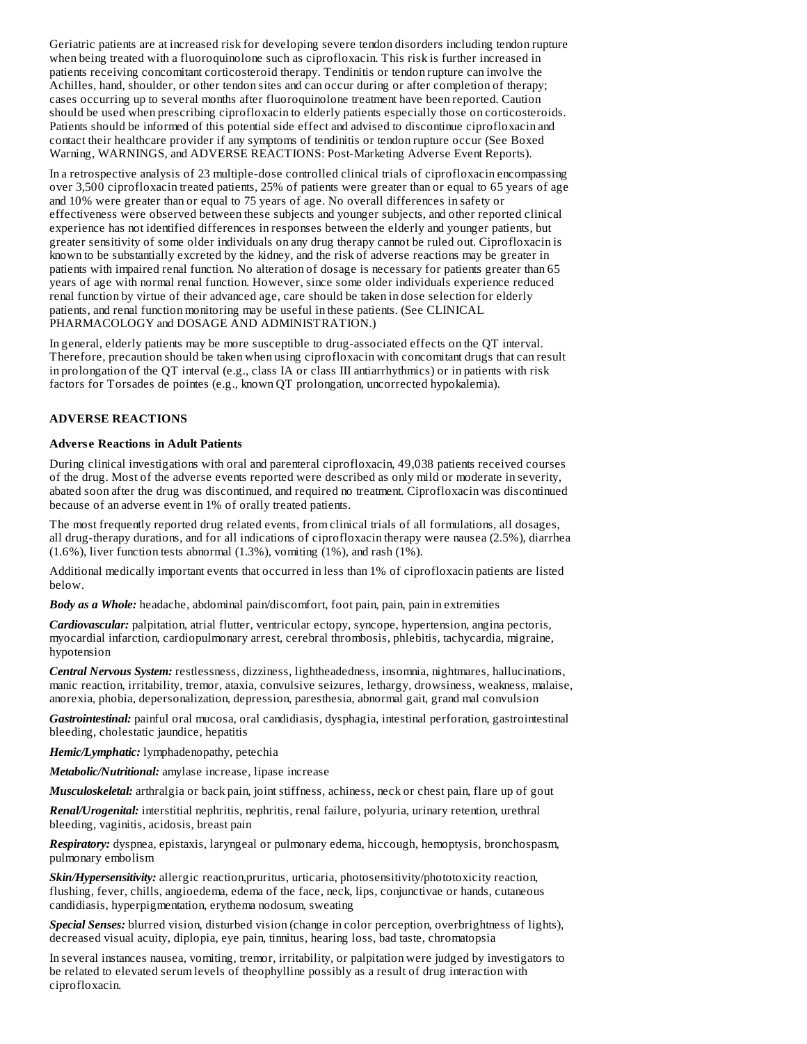Geriatric patients are at increased risk for developing severe tendon disorders including tendon rupture when being treated with a fluoroquinolone such as ciprofloxacin. This risk is further increased in patients receiving concomitant corticosteroid therapy. Tendinitis or tendon rupture can involve the Achilles, hand, shoulder, or other tendon sites and can occur during or after completion of therapy; cases occurring up to several months after fluoroquinolone treatment have been reported. Caution should be used when prescribing ciprofloxacin to elderly patients especially those on corticosteroids. Patients should be informed of this potential side effect and advised to discontinue ciprofloxacin and contact their healthcare provider if any symptoms of tendinitis or tendon rupture occur (See Boxed Warning, WARNINGS, and ADVERSE REACTIONS: Post-Marketing Adverse Event Reports).

In a retrospective analysis of 23 multiple-dose controlled clinical trials of ciprofloxacin encompassing over 3,500 ciprofloxacin treated patients, 25% of patients were greater than or equal to 65 years of age and 10% were greater than or equal to 75 years of age. No overall differences in safety or effectiveness were observed between these subjects and younger subjects, and other reported clinical experience has not identified differences in responses between the elderly and younger patients, but greater sensitivity of some older individuals on any drug therapy cannot be ruled out. Ciprofloxacin is known to be substantially excreted by the kidney, and the risk of adverse reactions may be greater in patients with impaired renal function. No alteration of dosage is necessary for patients greater than 65 years of age with normal renal function. However, since some older individuals experience reduced renal function by virtue of their advanced age, care should be taken in dose selection for elderly patients, and renal function monitoring may be useful in these patients. (See CLINICAL PHARMACOLOGY and DOSAGE AND ADMINISTRATION.)

In general, elderly patients may be more susceptible to drug-associated effects on the QT interval. Therefore, precaution should be taken when using ciprofloxacin with concomitant drugs that can result in prolongation of the QT interval (e.g., class IA or class III antiarrhythmics) or in patients with risk factors for Torsades de pointes (e.g., known QT prolongation, uncorrected hypokalemia).

## ADVERSE REACTIONS

### Adverse Reactions in Adult Patients

During clinical investigations with oral and parenteral ciprofloxacin, 49,038 patients received courses of the drug. Most of the adverse events reported were described as only mild or moderate in severity, abated soon after the drug was discontinued, and required no treatment. Ciprofloxacin was discontinued because of an adverse event in 1% of orally treated patients.

The most frequently reported drug related events, from clinical trials of all formulations, all dosages, all drug-therapy durations, and for all indications of ciprofloxacin therapy were nausea (2.5%), diarrhea (1.6%), liver function tests abnormal (1.3%), vomiting (1%), and rash (1%).

Additional medically important events that occurred in less than 1% of ciprofloxacin patients are listed below.

***Body as a Whole:*** headache, abdominal pain/discomfort, foot pain, pain, pain in extremities

***Cardiovascular:*** palpitation, atrial flutter, ventricular ectopy, syncope, hypertension, angina pectoris, myocardial infarction, cardiopulmonary arrest, cerebral thrombosis, phlebitis, tachycardia, migraine, hypotension

***Central Nervous System:*** restlessness, dizziness, lightheadedness, insomnia, nightmares, hallucinations, manic reaction, irritability, tremor, ataxia, convulsive seizures, lethargy, drowsiness, weakness, malaise, anorexia, phobia, depersonalization, depression, paresthesia, abnormal gait, grand mal convulsion

***Gastrointestinal:*** painful oral mucosa, oral candidiasis, dysphagia, intestinal perforation, gastrointestinal bleeding, cholestatic jaundice, hepatitis

***Hemic/Lymphatic:*** lymphadenopathy, petechia

***Metabolic/Nutritional:*** amylase increase, lipase increase

***Musculoskeletal:*** arthralgia or back pain, joint stiffness, achiness, neck or chest pain, flare up of gout

***Renal/Urogenital:*** interstitial nephritis, nephritis, renal failure, polyuria, urinary retention, urethral bleeding, vaginitis, acidosis, breast pain

***Respiratory:*** dyspnea, epistaxis, laryngeal or pulmonary edema, hiccough, hemoptysis, bronchospasm, pulmonary embolism

***Skin/Hypersensitivity:*** allergic reaction,pruritus, urticaria, photosensitivity/phototoxicity reaction, flushing, fever, chills, angioedema, edema of the face, neck, lips, conjunctivae or hands, cutaneous candidiasis, hyperpigmentation, erythema nodosum, sweating

***Special Senses:*** blurred vision, disturbed vision (change in color perception, overbrightness of lights), decreased visual acuity, diplopia, eye pain, tinnitus, hearing loss, bad taste, chromatopsia

In several instances nausea, vomiting, tremor, irritability, or palpitation were judged by investigators to be related to elevated serum levels of theophylline possibly as a result of drug interaction with ciprofloxacin.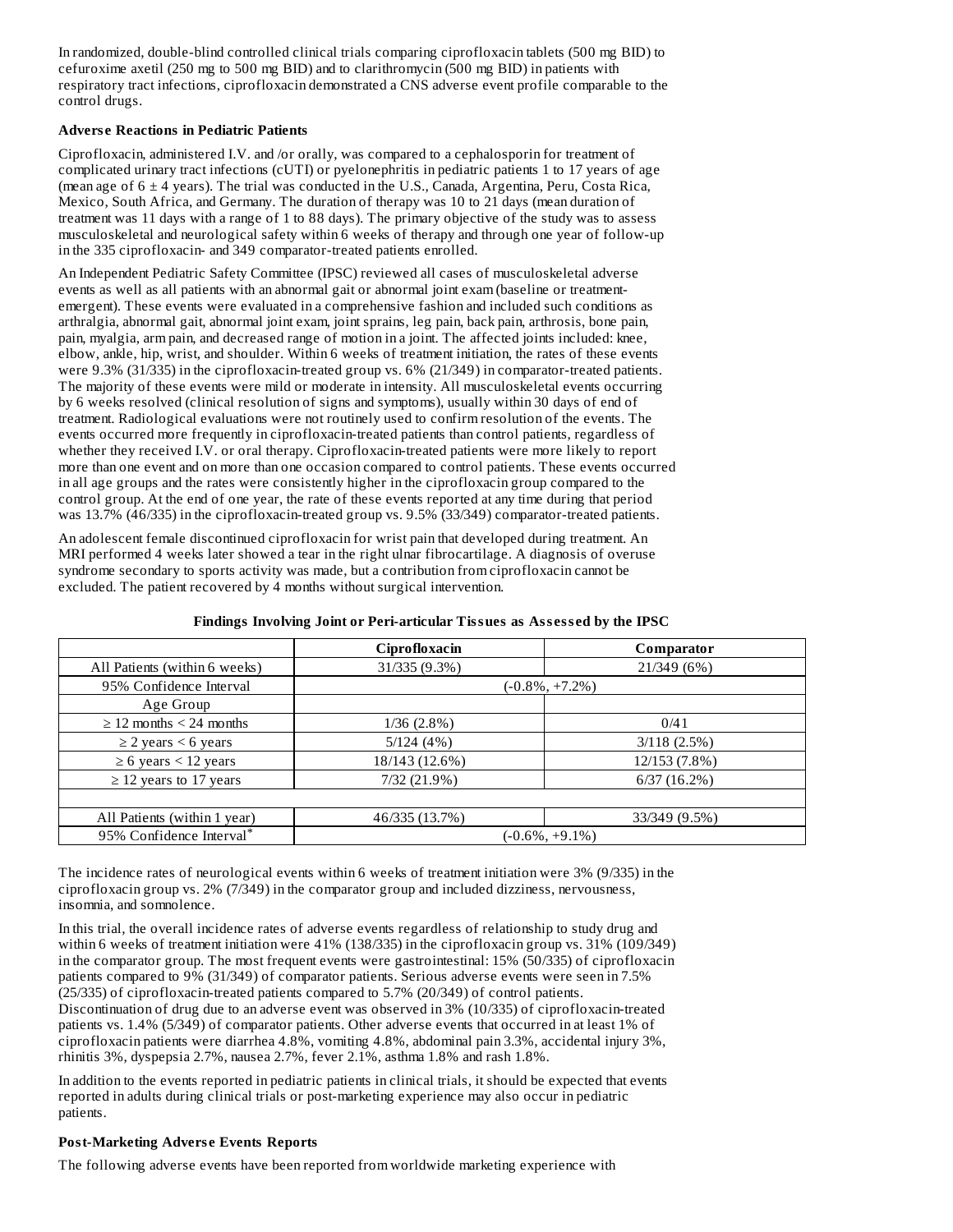In randomized, double-blind controlled clinical trials comparing ciprofloxacin tablets (500 mg BID) to cefuroxime axetil (250 mg to 500 mg BID) and to clarithromycin (500 mg BID) in patients with respiratory tract infections, ciprofloxacin demonstrated a CNS adverse event profile comparable to the control drugs.

**Adverse Reactions in Pediatric Patients**

Ciprofloxacin, administered I.V. and /or orally, was compared to a cephalosporin for treatment of complicated urinary tract infections (cUTI) or pyelonephritis in pediatric patients 1 to 17 years of age (mean age of 6 ± 4 years). The trial was conducted in the U.S., Canada, Argentina, Peru, Costa Rica, Mexico, South Africa, and Germany. The duration of therapy was 10 to 21 days (mean duration of treatment was 11 days with a range of 1 to 88 days). The primary objective of the study was to assess musculoskeletal and neurological safety within 6 weeks of therapy and through one year of follow-up in the 335 ciprofloxacin- and 349 comparator-treated patients enrolled.

An Independent Pediatric Safety Committee (IPSC) reviewed all cases of musculoskeletal adverse events as well as all patients with an abnormal gait or abnormal joint exam (baseline or treatment-emergent). These events were evaluated in a comprehensive fashion and included such conditions as arthralgia, abnormal gait, abnormal joint exam, joint sprains, leg pain, back pain, arthrosis, bone pain, pain, myalgia, arm pain, and decreased range of motion in a joint. The affected joints included: knee, elbow, ankle, hip, wrist, and shoulder. Within 6 weeks of treatment initiation, the rates of these events were 9.3% (31/335) in the ciprofloxacin-treated group vs. 6% (21/349) in comparator-treated patients. The majority of these events were mild or moderate in intensity. All musculoskeletal events occurring by 6 weeks resolved (clinical resolution of signs and symptoms), usually within 30 days of end of treatment. Radiological evaluations were not routinely used to confirm resolution of the events. The events occurred more frequently in ciprofloxacin-treated patients than control patients, regardless of whether they received I.V. or oral therapy. Ciprofloxacin-treated patients were more likely to report more than one event and on more than one occasion compared to control patients. These events occurred in all age groups and the rates were consistently higher in the ciprofloxacin group compared to the control group. At the end of one year, the rate of these events reported at any time during that period was 13.7% (46/335) in the ciprofloxacin-treated group vs. 9.5% (33/349) comparator-treated patients.

An adolescent female discontinued ciprofloxacin for wrist pain that developed during treatment. An MRI performed 4 weeks later showed a tear in the right ulnar fibrocartilage. A diagnosis of overuse syndrome secondary to sports activity was made, but a contribution from ciprofloxacin cannot be excluded. The patient recovered by 4 months without surgical intervention.

**Findings Involving Joint or Peri-articular Tissues as Assessed by the IPSC**

| | Ciprofloxacin | Comparator |
|---|---|---|
| All Patients (within 6 weeks) | 31/335 (9.3%) | 21/349 (6%) |
| 95% Confidence Interval | (-0.8%, +7.2%) | |
| Age Group | | |
| ≥ 12 months < 24 months | 1/36 (2.8%) | 0/41 |
| ≥ 2 years < 6 years | 5/124 (4%) | 3/118 (2.5%) |
| ≥ 6 years < 12 years | 18/143 (12.6%) | 12/153 (7.8%) |
| ≥ 12 years to 17 years | 7/32 (21.9%) | 6/37 (16.2%) |
| | | |
| All Patients (within 1 year) | 46/335 (13.7%) | 33/349 (9.5%) |
| 95% Confidence Interval* | (-0.6%, +9.1%) | |

The incidence rates of neurological events within 6 weeks of treatment initiation were 3% (9/335) in the ciprofloxacin group vs. 2% (7/349) in the comparator group and included dizziness, nervousness, insomnia, and somnolence.

In this trial, the overall incidence rates of adverse events regardless of relationship to study drug and within 6 weeks of treatment initiation were 41% (138/335) in the ciprofloxacin group vs. 31% (109/349) in the comparator group. The most frequent events were gastrointestinal: 15% (50/335) of ciprofloxacin patients compared to 9% (31/349) of comparator patients. Serious adverse events were seen in 7.5% (25/335) of ciprofloxacin-treated patients compared to 5.7% (20/349) of control patients. Discontinuation of drug due to an adverse event was observed in 3% (10/335) of ciprofloxacin-treated patients vs. 1.4% (5/349) of comparator patients. Other adverse events that occurred in at least 1% of ciprofloxacin patients were diarrhea 4.8%, vomiting 4.8%, abdominal pain 3.3%, accidental injury 3%, rhinitis 3%, dyspepsia 2.7%, nausea 2.7%, fever 2.1%, asthma 1.8% and rash 1.8%.

In addition to the events reported in pediatric patients in clinical trials, it should be expected that events reported in adults during clinical trials or post-marketing experience may also occur in pediatric patients.

**Post-Marketing Adverse Events Reports**

The following adverse events have been reported from worldwide marketing experience with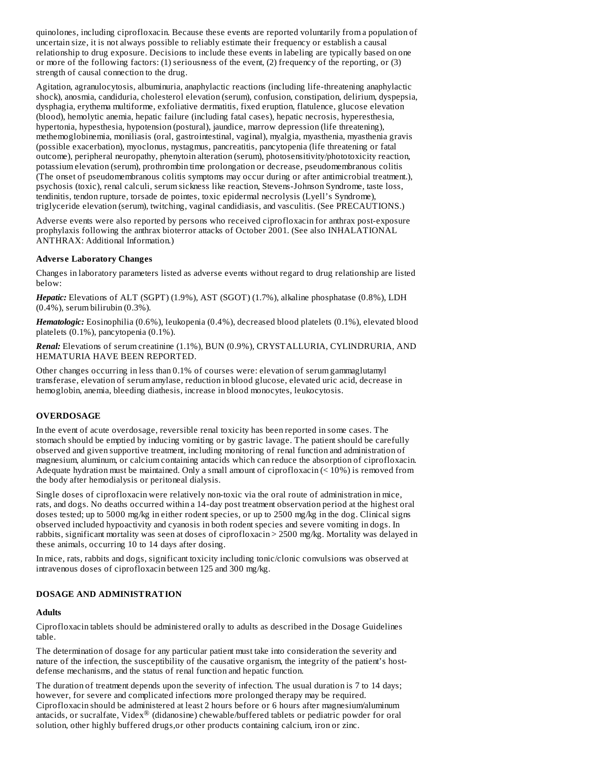quinolones, including ciprofloxacin. Because these events are reported voluntarily from a population of uncertain size, it is not always possible to reliably estimate their frequency or establish a causal relationship to drug exposure. Decisions to include these events in labeling are typically based on one or more of the following factors: (1) seriousness of the event, (2) frequency of the reporting, or (3) strength of causal connection to the drug.

Agitation, agranulocytosis, albuminuria, anaphylactic reactions (including life-threatening anaphylactic shock), anosmia, candiduria, cholesterol elevation (serum), confusion, constipation, delirium, dyspepsia, dysphagia, erythema multiforme, exfoliative dermatitis, fixed eruption, flatulence, glucose elevation (blood), hemolytic anemia, hepatic failure (including fatal cases), hepatic necrosis, hyperesthesia, hypertonia, hypesthesia, hypotension (postural), jaundice, marrow depression (life threatening), methemoglobinemia, moniliasis (oral, gastrointestinal, vaginal), myalgia, myasthenia, myasthenia gravis (possible exacerbation), myoclonus, nystagmus, pancreatitis, pancytopenia (life threatening or fatal outcome), peripheral neuropathy, phenytoin alteration (serum), photosensitivity/phototoxicity reaction, potassium elevation (serum), prothrombin time prolongation or decrease, pseudomembranous colitis (The onset of pseudomembranous colitis symptoms may occur during or after antimicrobial treatment.), psychosis (toxic), renal calculi, serum sickness like reaction, Stevens-Johnson Syndrome, taste loss, tendinitis, tendon rupture, torsade de pointes, toxic epidermal necrolysis (Lyell's Syndrome), triglyceride elevation (serum), twitching, vaginal candidiasis, and vasculitis. (See PRECAUTIONS.)

Adverse events were also reported by persons who received ciprofloxacin for anthrax post-exposure prophylaxis following the anthrax bioterror attacks of October 2001. (See also INHALATIONAL ANTHRAX: Additional Information.)

### Adverse Laboratory Changes

Changes in laboratory parameters listed as adverse events without regard to drug relationship are listed below:

***Hepatic:*** Elevations of ALT (SGPT) (1.9%), AST (SGOT) (1.7%), alkaline phosphatase (0.8%), LDH (0.4%), serum bilirubin (0.3%).

***Hematologic:*** Eosinophilia (0.6%), leukopenia (0.4%), decreased blood platelets (0.1%), elevated blood platelets (0.1%), pancytopenia (0.1%).

***Renal:*** Elevations of serum creatinine (1.1%), BUN (0.9%), CRYSTALLURIA, CYLINDRURIA, AND HEMATURIA HAVE BEEN REPORTED.

Other changes occurring in less than 0.1% of courses were: elevation of serum gammaglutamyl transferase, elevation of serum amylase, reduction in blood glucose, elevated uric acid, decrease in hemoglobin, anemia, bleeding diathesis, increase in blood monocytes, leukocytosis.

## OVERDOSAGE

In the event of acute overdosage, reversible renal toxicity has been reported in some cases. The stomach should be emptied by inducing vomiting or by gastric lavage. The patient should be carefully observed and given supportive treatment, including monitoring of renal function and administration of magnesium, aluminum, or calcium containing antacids which can reduce the absorption of ciprofloxacin. Adequate hydration must be maintained. Only a small amount of ciprofloxacin (< 10%) is removed from the body after hemodialysis or peritoneal dialysis.

Single doses of ciprofloxacin were relatively non-toxic via the oral route of administration in mice, rats, and dogs. No deaths occurred within a 14-day post treatment observation period at the highest oral doses tested; up to 5000 mg/kg in either rodent species, or up to 2500 mg/kg in the dog. Clinical signs observed included hypoactivity and cyanosis in both rodent species and severe vomiting in dogs. In rabbits, significant mortality was seen at doses of ciprofloxacin > 2500 mg/kg. Mortality was delayed in these animals, occurring 10 to 14 days after dosing.

In mice, rats, rabbits and dogs, significant toxicity including tonic/clonic convulsions was observed at intravenous doses of ciprofloxacin between 125 and 300 mg/kg.

## DOSAGE AND ADMINISTRATION

### Adults

Ciprofloxacin tablets should be administered orally to adults as described in the Dosage Guidelines table.

The determination of dosage for any particular patient must take into consideration the severity and nature of the infection, the susceptibility of the causative organism, the integrity of the patient's host-defense mechanisms, and the status of renal function and hepatic function.

The duration of treatment depends upon the severity of infection. The usual duration is 7 to 14 days; however, for severe and complicated infections more prolonged therapy may be required. Ciprofloxacin should be administered at least 2 hours before or 6 hours after magnesium/aluminum antacids, or sucralfate, Videx® (didanosine) chewable/buffered tablets or pediatric powder for oral solution, other highly buffered drugs,or other products containing calcium, iron or zinc.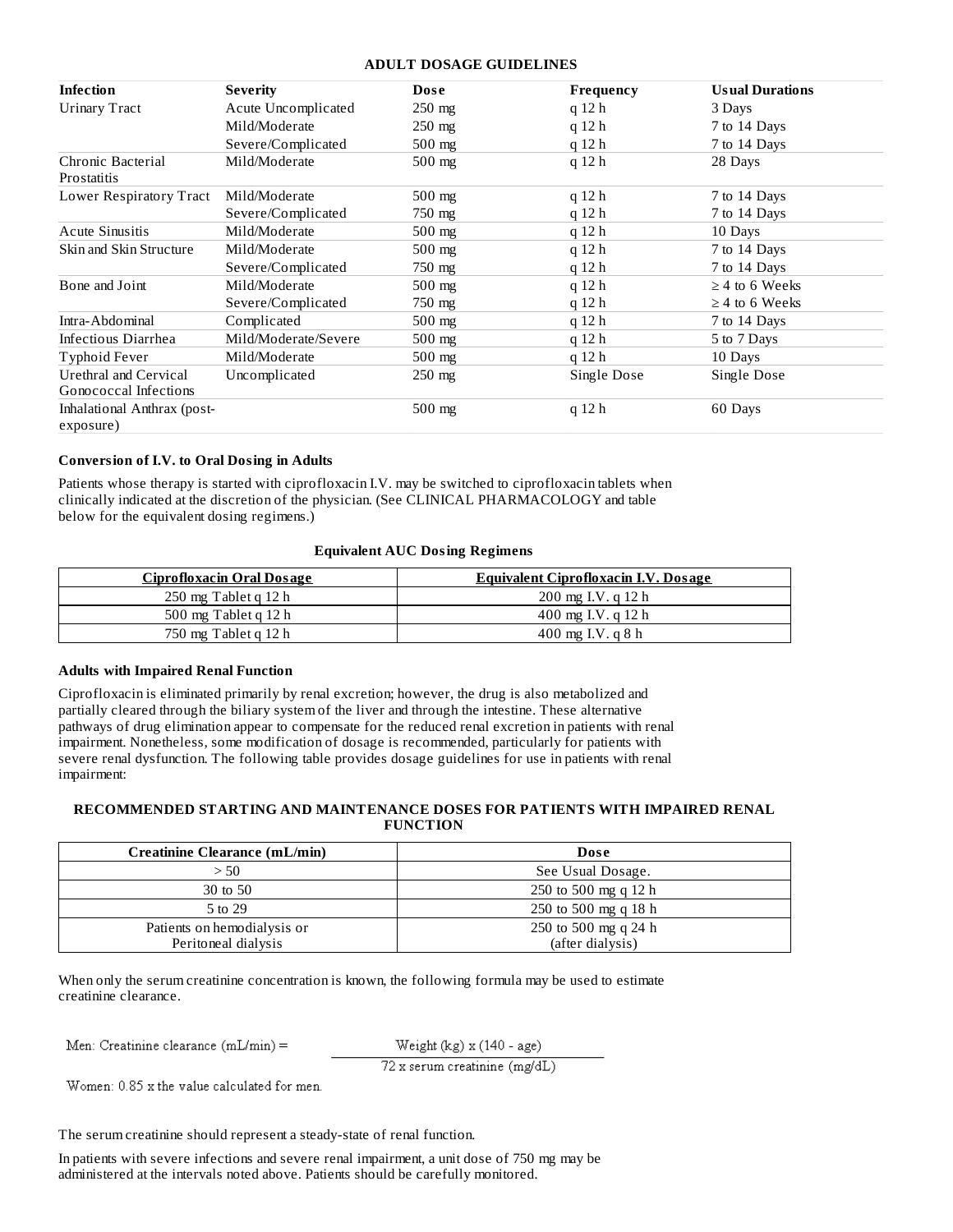**ADULT DOSAGE GUIDELINES**

| Infection | Severity | Dose | Frequency | Usual Durations |
|---|---|---|---|---|
| Urinary Tract | Acute Uncomplicated | 250 mg | q 12 h | 3 Days |
| | Mild/Moderate | 250 mg | q 12 h | 7 to 14 Days |
| | Severe/Complicated | 500 mg | q 12 h | 7 to 14 Days |
| Chronic Bacterial Prostatitis | Mild/Moderate | 500 mg | q 12 h | 28 Days |
| Lower Respiratory Tract | Mild/Moderate | 500 mg | q 12 h | 7 to 14 Days |
| | Severe/Complicated | 750 mg | q 12 h | 7 to 14 Days |
| Acute Sinusitis | Mild/Moderate | 500 mg | q 12 h | 10 Days |
| Skin and Skin Structure | Mild/Moderate | 500 mg | q 12 h | 7 to 14 Days |
| | Severe/Complicated | 750 mg | q 12 h | 7 to 14 Days |
| Bone and Joint | Mild/Moderate | 500 mg | q 12 h | ≥ 4 to 6 Weeks |
| | Severe/Complicated | 750 mg | q 12 h | ≥ 4 to 6 Weeks |
| Intra-Abdominal | Complicated | 500 mg | q 12 h | 7 to 14 Days |
| Infectious Diarrhea | Mild/Moderate/Severe | 500 mg | q 12 h | 5 to 7 Days |
| Typhoid Fever | Mild/Moderate | 500 mg | q 12 h | 10 Days |
| Urethral and Cervical Gonococcal Infections | Uncomplicated | 250 mg | Single Dose | Single Dose |
| Inhalational Anthrax (post-exposure) | | 500 mg | q 12 h | 60 Days |

**Conversion of I.V. to Oral Dosing in Adults**

Patients whose therapy is started with ciprofloxacin I.V. may be switched to ciprofloxacin tablets when clinically indicated at the discretion of the physician. (See CLINICAL PHARMACOLOGY and table below for the equivalent dosing regimens.)

**Equivalent AUC Dosing Regimens**

| Ciprofloxacin Oral Dosage | Equivalent Ciprofloxacin I.V. Dosage |
|---|---|
| 250 mg Tablet q 12 h | 200 mg I.V. q 12 h |
| 500 mg Tablet q 12 h | 400 mg I.V. q 12 h |
| 750 mg Tablet q 12 h | 400 mg I.V. q 8 h |

**Adults with Impaired Renal Function**

Ciprofloxacin is eliminated primarily by renal excretion; however, the drug is also metabolized and partially cleared through the biliary system of the liver and through the intestine. These alternative pathways of drug elimination appear to compensate for the reduced renal excretion in patients with renal impairment. Nonetheless, some modification of dosage is recommended, particularly for patients with severe renal dysfunction. The following table provides dosage guidelines for use in patients with renal impairment:

**RECOMMENDED STARTING AND MAINTENANCE DOSES FOR PATIENTS WITH IMPAIRED RENAL FUNCTION**

| Creatinine Clearance (mL/min) | Dose |
|---|---|
| > 50 | See Usual Dosage. |
| 30 to 50 | 250 to 500 mg q 12 h |
| 5 to 29 | 250 to 500 mg q 18 h |
| Patients on hemodialysis or Peritoneal dialysis | 250 to 500 mg q 24 h (after dialysis) |

When only the serum creatinine concentration is known, the following formula may be used to estimate creatinine clearance.

$$\text{Men: Creatinine clearance (mL/min)} = \frac{\text{Weight (kg)} \times (140 - \text{age})}{72 \times \text{serum creatinine (mg/dL)}}$$

Women: 0.85 x the value calculated for men.

The serum creatinine should represent a steady-state of renal function.

In patients with severe infections and severe renal impairment, a unit dose of 750 mg may be administered at the intervals noted above. Patients should be carefully monitored.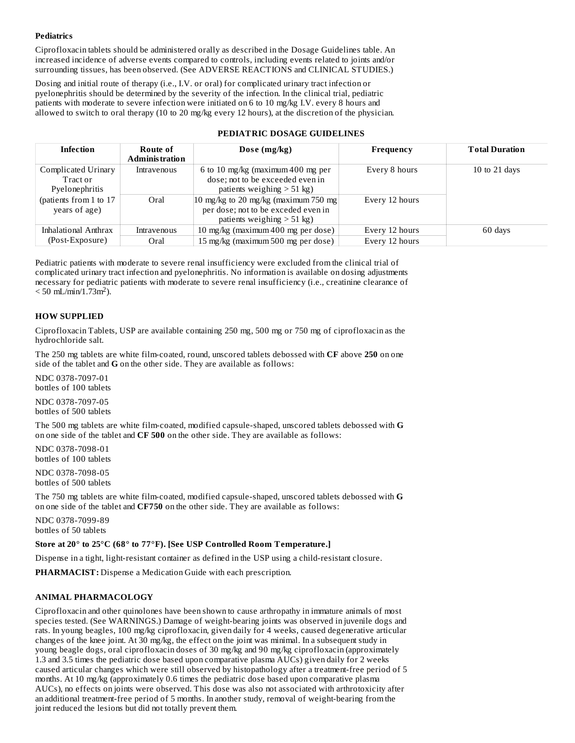**Pediatrics**

Ciprofloxacin tablets should be administered orally as described in the Dosage Guidelines table. An increased incidence of adverse events compared to controls, including events related to joints and/or surrounding tissues, has been observed. (See ADVERSE REACTIONS and CLINICAL STUDIES.)

Dosing and initial route of therapy (i.e., I.V. or oral) for complicated urinary tract infection or pyelonephritis should be determined by the severity of the infection. In the clinical trial, pediatric patients with moderate to severe infection were initiated on 6 to 10 mg/kg I.V. every 8 hours and allowed to switch to oral therapy (10 to 20 mg/kg every 12 hours), at the discretion of the physician.

**PEDIATRIC DOSAGE GUIDELINES**

| Infection | Route of Administration | Dose (mg/kg) | Frequency | Total Duration |
|---|---|---|---|---|
| Complicated Urinary Tract or Pyelonephritis | Intravenous | 6 to 10 mg/kg (maximum 400 mg per dose; not to be exceeded even in patients weighing > 51 kg) | Every 8 hours | 10 to 21 days |
| (patients from 1 to 17 years of age) | Oral | 10 mg/kg to 20 mg/kg (maximum 750 mg per dose; not to be exceded even in patients weighing > 51 kg) | Every 12 hours | |
| Inhalational Anthrax (Post-Exposure) | Intravenous | 10 mg/kg (maximum 400 mg per dose) | Every 12 hours | 60 days |
| | Oral | 15 mg/kg (maximum 500 mg per dose) | Every 12 hours | |

Pediatric patients with moderate to severe renal insufficiency were excluded from the clinical trial of complicated urinary tract infection and pyelonephritis. No information is available on dosing adjustments necessary for pediatric patients with moderate to severe renal insufficiency (i.e., creatinine clearance of < 50 mL/min/1.73m$^2$).

## HOW SUPPLIED

Ciprofloxacin Tablets, USP are available containing 250 mg, 500 mg or 750 mg of ciprofloxacin as the hydrochloride salt.

The 250 mg tablets are white film-coated, round, unscored tablets debossed with **CF** above **250** on one side of the tablet and **G** on the other side. They are available as follows:

NDC 0378-7097-01
bottles of 100 tablets

NDC 0378-7097-05
bottles of 500 tablets

The 500 mg tablets are white film-coated, modified capsule-shaped, unscored tablets debossed with **G** on one side of the tablet and **CF 500** on the other side. They are available as follows:

NDC 0378-7098-01
bottles of 100 tablets

NDC 0378-7098-05
bottles of 500 tablets

The 750 mg tablets are white film-coated, modified capsule-shaped, unscored tablets debossed with **G** on one side of the tablet and **CF750** on the other side. They are available as follows:

NDC 0378-7099-89
bottles of 50 tablets

**Store at 20° to 25°C (68° to 77°F). [See USP Controlled Room Temperature.]**

Dispense in a tight, light-resistant container as defined in the USP using a child-resistant closure.

**PHARMACIST:** Dispense a Medication Guide with each prescription.

## ANIMAL PHARMACOLOGY

Ciprofloxacin and other quinolones have been shown to cause arthropathy in immature animals of most species tested. (See WARNINGS.) Damage of weight-bearing joints was observed in juvenile dogs and rats. In young beagles, 100 mg/kg ciprofloxacin, given daily for 4 weeks, caused degenerative articular changes of the knee joint. At 30 mg/kg, the effect on the joint was minimal. In a subsequent study in young beagle dogs, oral ciprofloxacin doses of 30 mg/kg and 90 mg/kg ciprofloxacin (approximately 1.3 and 3.5 times the pediatric dose based upon comparative plasma AUCs) given daily for 2 weeks caused articular changes which were still observed by histopathology after a treatment-free period of 5 months. At 10 mg/kg (approximately 0.6 times the pediatric dose based upon comparative plasma AUCs), no effects on joints were observed. This dose was also not associated with arthrotoxicity after an additional treatment-free period of 5 months. In another study, removal of weight-bearing from the joint reduced the lesions but did not totally prevent them.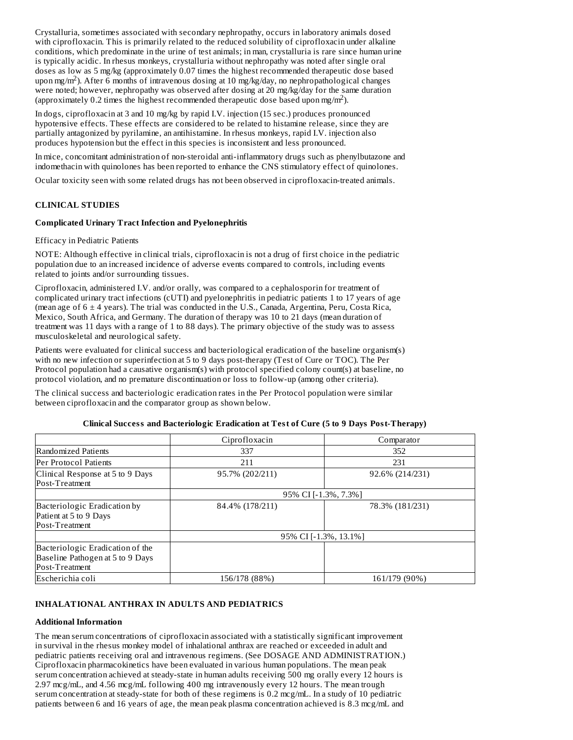Crystalluria, sometimes associated with secondary nephropathy, occurs in laboratory animals dosed with ciprofloxacin. This is primarily related to the reduced solubility of ciprofloxacin under alkaline conditions, which predominate in the urine of test animals; in man, crystalluria is rare since human urine is typically acidic. In rhesus monkeys, crystalluria without nephropathy was noted after single oral doses as low as 5 mg/kg (approximately 0.07 times the highest recommended therapeutic dose based upon mg/$m^2$). After 6 months of intravenous dosing at 10 mg/kg/day, no nephropathological changes were noted; however, nephropathy was observed after dosing at 20 mg/kg/day for the same duration (approximately 0.2 times the highest recommended therapeutic dose based upon mg/$m^2$).

In dogs, ciprofloxacin at 3 and 10 mg/kg by rapid I.V. injection (15 sec.) produces pronounced hypotensive effects. These effects are considered to be related to histamine release, since they are partially antagonized by pyrilamine, an antihistamine. In rhesus monkeys, rapid I.V. injection also produces hypotension but the effect in this species is inconsistent and less pronounced.

In mice, concomitant administration of non-steroidal anti-inflammatory drugs such as phenylbutazone and indomethacin with quinolones has been reported to enhance the CNS stimulatory effect of quinolones.

Ocular toxicity seen with some related drugs has not been observed in ciprofloxacin-treated animals.

## CLINICAL STUDIES

### Complicated Urinary Tract Infection and Pyelonephritis

Efficacy in Pediatric Patients

NOTE: Although effective in clinical trials, ciprofloxacin is not a drug of first choice in the pediatric population due to an increased incidence of adverse events compared to controls, including events related to joints and/or surrounding tissues.

Ciprofloxacin, administered I.V. and/or orally, was compared to a cephalosporin for treatment of complicated urinary tract infections (cUTI) and pyelonephritis in pediatric patients 1 to 17 years of age (mean age of 6 ± 4 years). The trial was conducted in the U.S., Canada, Argentina, Peru, Costa Rica, Mexico, South Africa, and Germany. The duration of therapy was 10 to 21 days (mean duration of treatment was 11 days with a range of 1 to 88 days). The primary objective of the study was to assess musculoskeletal and neurological safety.

Patients were evaluated for clinical success and bacteriological eradication of the baseline organism(s) with no new infection or superinfection at 5 to 9 days post-therapy (Test of Cure or TOC). The Per Protocol population had a causative organism(s) with protocol specified colony count(s) at baseline, no protocol violation, and no premature discontinuation or loss to follow-up (among other criteria).

The clinical success and bacteriologic eradication rates in the Per Protocol population were similar between ciprofloxacin and the comparator group as shown below.

**Clinical Success and Bacteriologic Eradication at Test of Cure (5 to 9 Days Post-Therapy)**

| | Ciprofloxacin | Comparator |
|---|---|---|
| Randomized Patients | 337 | 352 |
| Per Protocol Patients | 211 | 231 |
| Clinical Response at 5 to 9 Days Post-Treatment | 95.7% (202/211) | 92.6% (214/231) |
| | 95% CI [-1.3%, 7.3%] | |
| Bacteriologic Eradication by Patient at 5 to 9 Days Post-Treatment | 84.4% (178/211) | 78.3% (181/231) |
| | 95% CI [-1.3%, 13.1%] | |
| Bacteriologic Eradication of the Baseline Pathogen at 5 to 9 Days Post-Treatment | | |
| Escherichia coli | 156/178 (88%) | 161/179 (90%) |

## INHALATIONAL ANTHRAX IN ADULTS AND PEDIATRICS

### Additional Information

The mean serum concentrations of ciprofloxacin associated with a statistically significant improvement in survival in the rhesus monkey model of inhalational anthrax are reached or exceeded in adult and pediatric patients receiving oral and intravenous regimens. (See DOSAGE AND ADMINISTRATION.) Ciprofloxacin pharmacokinetics have been evaluated in various human populations. The mean peak serum concentration achieved at steady-state in human adults receiving 500 mg orally every 12 hours is 2.97 mcg/mL, and 4.56 mcg/mL following 400 mg intravenously every 12 hours. The mean trough serum concentration at steady-state for both of these regimens is 0.2 mcg/mL. In a study of 10 pediatric patients between 6 and 16 years of age, the mean peak plasma concentration achieved is 8.3 mcg/mL and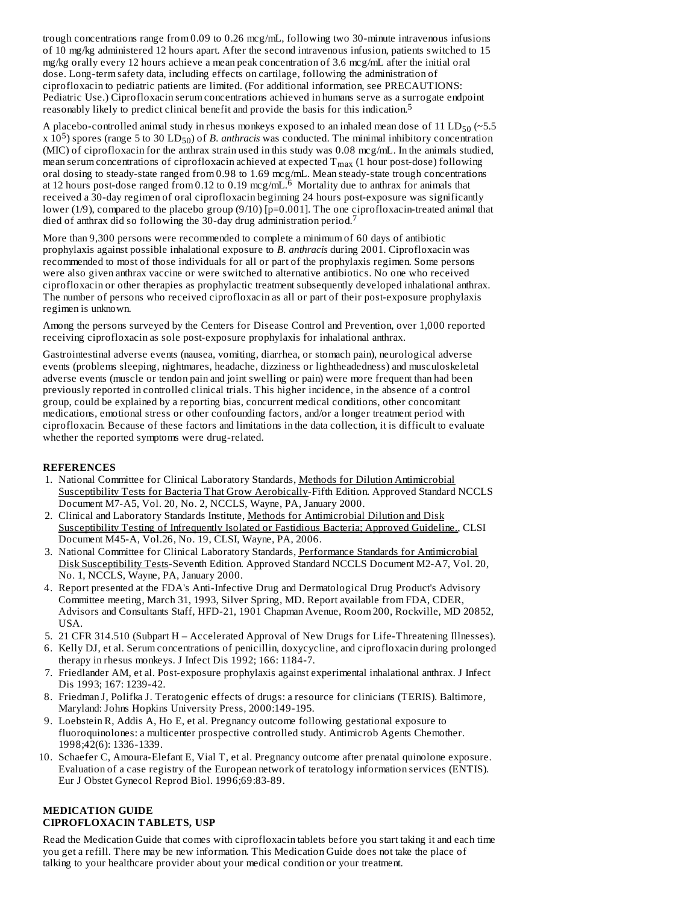trough concentrations range from 0.09 to 0.26 mcg/mL, following two 30-minute intravenous infusions of 10 mg/kg administered 12 hours apart. After the second intravenous infusion, patients switched to 15 mg/kg orally every 12 hours achieve a mean peak concentration of 3.6 mcg/mL after the initial oral dose. Long-term safety data, including effects on cartilage, following the administration of ciprofloxacin to pediatric patients are limited. (For additional information, see PRECAUTIONS: Pediatric Use.) Ciprofloxacin serum concentrations achieved in humans serve as a surrogate endpoint reasonably likely to predict clinical benefit and provide the basis for this indication.[5]

A placebo-controlled animal study in rhesus monkeys exposed to an inhaled mean dose of 11 $LD_{50}$ (~5.5 x $10^5$) spores (range 5 to 30 $LD_{50}$) of *B. anthracis* was conducted. The minimal inhibitory concentration (MIC) of ciprofloxacin for the anthrax strain used in this study was 0.08 mcg/mL. In the animals studied, mean serum concentrations of ciprofloxacin achieved at expected $T_{max}$ (1 hour post-dose) following oral dosing to steady-state ranged from 0.98 to 1.69 mcg/mL. Mean steady-state trough concentrations at 12 hours post-dose ranged from 0.12 to 0.19 mcg/mL.[6] Mortality due to anthrax for animals that received a 30-day regimen of oral ciprofloxacin beginning 24 hours post-exposure was significantly lower (1/9), compared to the placebo group (9/10) [p=0.001]. The one ciprofloxacin-treated animal that died of anthrax did so following the 30-day drug administration period.[7]

More than 9,300 persons were recommended to complete a minimum of 60 days of antibiotic prophylaxis against possible inhalational exposure to *B. anthracis* during 2001. Ciprofloxacin was recommended to most of those individuals for all or part of the prophylaxis regimen. Some persons were also given anthrax vaccine or were switched to alternative antibiotics. No one who received ciprofloxacin or other therapies as prophylactic treatment subsequently developed inhalational anthrax. The number of persons who received ciprofloxacin as all or part of their post-exposure prophylaxis regimen is unknown.

Among the persons surveyed by the Centers for Disease Control and Prevention, over 1,000 reported receiving ciprofloxacin as sole post-exposure prophylaxis for inhalational anthrax.

Gastrointestinal adverse events (nausea, vomiting, diarrhea, or stomach pain), neurological adverse events (problems sleeping, nightmares, headache, dizziness or lightheadedness) and musculoskeletal adverse events (muscle or tendon pain and joint swelling or pain) were more frequent than had been previously reported in controlled clinical trials. This higher incidence, in the absence of a control group, could be explained by a reporting bias, concurrent medical conditions, other concomitant medications, emotional stress or other confounding factors, and/or a longer treatment period with ciprofloxacin. Because of these factors and limitations in the data collection, it is difficult to evaluate whether the reported symptoms were drug-related.

## REFERENCES

1. National Committee for Clinical Laboratory Standards, Methods for Dilution Antimicrobial Susceptibility Tests for Bacteria That Grow Aerobically-Fifth Edition. Approved Standard NCCLS Document M7-A5, Vol. 20, No. 2, NCCLS, Wayne, PA, January 2000.
2. Clinical and Laboratory Standards Institute, Methods for Antimicrobial Dilution and Disk Susceptibility Testing of Infrequently Isolated or Fastidious Bacteria; Approved Guideline., CLSI Document M45-A, Vol.26, No. 19, CLSI, Wayne, PA, 2006.
3. National Committee for Clinical Laboratory Standards, Performance Standards for Antimicrobial Disk Susceptibility Tests-Seventh Edition. Approved Standard NCCLS Document M2-A7, Vol. 20, No. 1, NCCLS, Wayne, PA, January 2000.
4. Report presented at the FDA's Anti-Infective Drug and Dermatological Drug Product's Advisory Committee meeting, March 31, 1993, Silver Spring, MD. Report available from FDA, CDER, Advisors and Consultants Staff, HFD-21, 1901 Chapman Avenue, Room 200, Rockville, MD 20852, USA.
5. 21 CFR 314.510 (Subpart H – Accelerated Approval of New Drugs for Life-Threatening Illnesses).
6. Kelly DJ, et al. Serum concentrations of penicillin, doxycycline, and ciprofloxacin during prolonged therapy in rhesus monkeys. J Infect Dis 1992; 166: 1184-7.
7. Friedlander AM, et al. Post-exposure prophylaxis against experimental inhalational anthrax. J Infect Dis 1993; 167: 1239-42.
8. Friedman J, Polifka J. Teratogenic effects of drugs: a resource for clinicians (TERIS). Baltimore, Maryland: Johns Hopkins University Press, 2000:149-195.
9. Loebstein R, Addis A, Ho E, et al. Pregnancy outcome following gestational exposure to fluoroquinolones: a multicenter prospective controlled study. Antimicrob Agents Chemother. 1998;42(6): 1336-1339.
10. Schaefer C, Amoura-Elefant E, Vial T, et al. Pregnancy outcome after prenatal quinolone exposure. Evaluation of a case registry of the European network of teratology information services (ENTIS). Eur J Obstet Gynecol Reprod Biol. 1996;69:83-89.

## MEDICATION GUIDE
## CIPROFLOXACIN TABLETS, USP

Read the Medication Guide that comes with ciprofloxacin tablets before you start taking it and each time you get a refill. There may be new information. This Medication Guide does not take the place of talking to your healthcare provider about your medical condition or your treatment.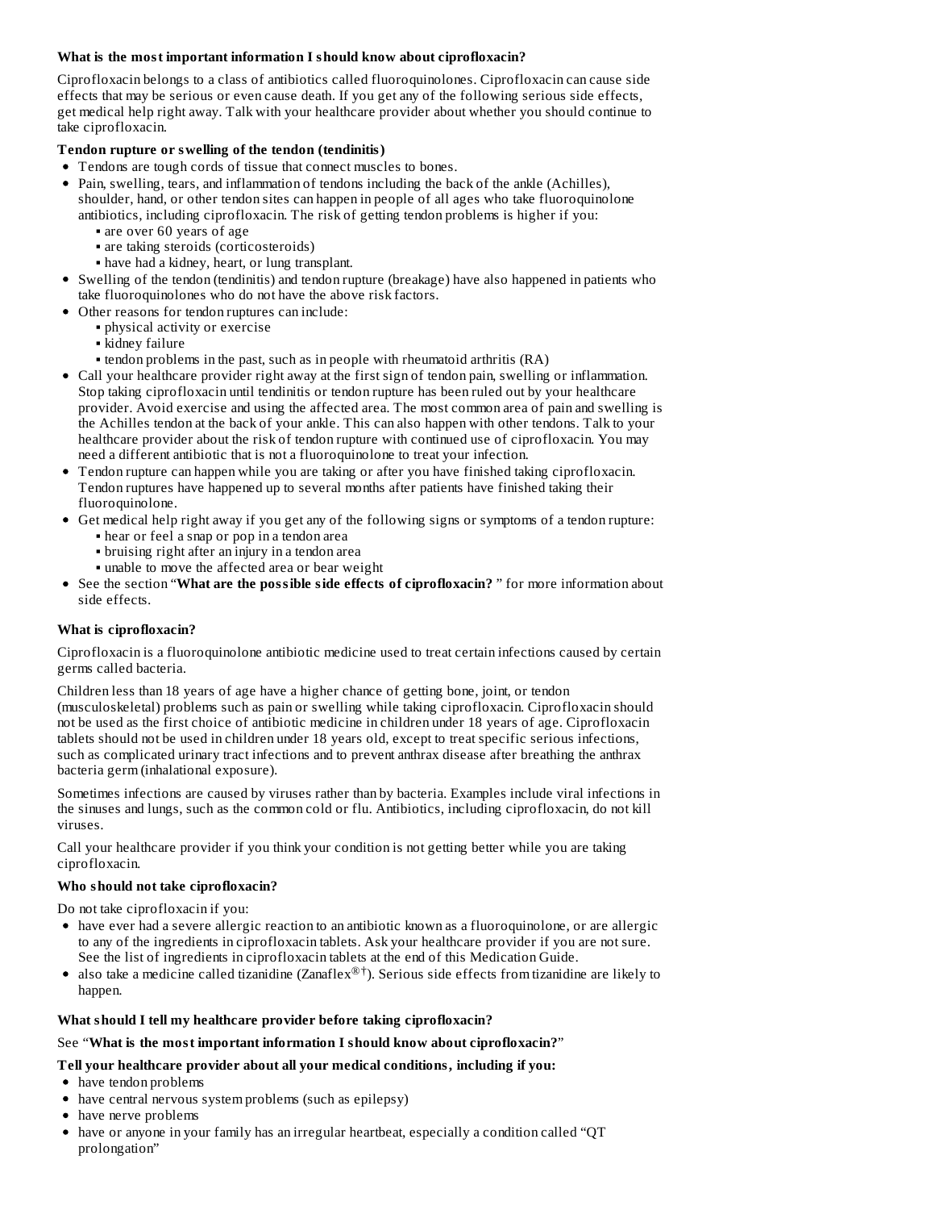**What is the most important information I should know about ciprofloxacin?**

Ciprofloxacin belongs to a class of antibiotics called fluoroquinolones. Ciprofloxacin can cause side effects that may be serious or even cause death. If you get any of the following serious side effects, get medical help right away. Talk with your healthcare provider about whether you should continue to take ciprofloxacin.

**Tendon rupture or swelling of the tendon (tendinitis)**

- Tendons are tough cords of tissue that connect muscles to bones.
- Pain, swelling, tears, and inflammation of tendons including the back of the ankle (Achilles), shoulder, hand, or other tendon sites can happen in people of all ages who take fluoroquinolone antibiotics, including ciprofloxacin. The risk of getting tendon problems is higher if you:
  - are over 60 years of age
  - are taking steroids (corticosteroids)
  - have had a kidney, heart, or lung transplant.
- Swelling of the tendon (tendinitis) and tendon rupture (breakage) have also happened in patients who take fluoroquinolones who do not have the above risk factors.
- Other reasons for tendon ruptures can include:
  - physical activity or exercise
  - kidney failure
  - tendon problems in the past, such as in people with rheumatoid arthritis (RA)
- Call your healthcare provider right away at the first sign of tendon pain, swelling or inflammation. Stop taking ciprofloxacin until tendinitis or tendon rupture has been ruled out by your healthcare provider. Avoid exercise and using the affected area. The most common area of pain and swelling is the Achilles tendon at the back of your ankle. This can also happen with other tendons. Talk to your healthcare provider about the risk of tendon rupture with continued use of ciprofloxacin. You may need a different antibiotic that is not a fluoroquinolone to treat your infection.
- Tendon rupture can happen while you are taking or after you have finished taking ciprofloxacin. Tendon ruptures have happened up to several months after patients have finished taking their fluoroquinolone.
- Get medical help right away if you get any of the following signs or symptoms of a tendon rupture:
  - hear or feel a snap or pop in a tendon area
  - bruising right after an injury in a tendon area
  - unable to move the affected area or bear weight
- See the section "**What are the possible side effects of ciprofloxacin?** " for more information about side effects.

**What is ciprofloxacin?**

Ciprofloxacin is a fluoroquinolone antibiotic medicine used to treat certain infections caused by certain germs called bacteria.

Children less than 18 years of age have a higher chance of getting bone, joint, or tendon (musculoskeletal) problems such as pain or swelling while taking ciprofloxacin. Ciprofloxacin should not be used as the first choice of antibiotic medicine in children under 18 years of age. Ciprofloxacin tablets should not be used in children under 18 years old, except to treat specific serious infections, such as complicated urinary tract infections and to prevent anthrax disease after breathing the anthrax bacteria germ (inhalational exposure).

Sometimes infections are caused by viruses rather than by bacteria. Examples include viral infections in the sinuses and lungs, such as the common cold or flu. Antibiotics, including ciprofloxacin, do not kill viruses.

Call your healthcare provider if you think your condition is not getting better while you are taking ciprofloxacin.

**Who should not take ciprofloxacin?**

Do not take ciprofloxacin if you:

- have ever had a severe allergic reaction to an antibiotic known as a fluoroquinolone, or are allergic to any of the ingredients in ciprofloxacin tablets. Ask your healthcare provider if you are not sure. See the list of ingredients in ciprofloxacin tablets at the end of this Medication Guide.
- also take a medicine called tizanidine (Zanaflex®†). Serious side effects from tizanidine are likely to happen.

**What should I tell my healthcare provider before taking ciprofloxacin?**

See "**What is the most important information I should know about ciprofloxacin?**"

**Tell your healthcare provider about all your medical conditions, including if you:**

- have tendon problems
- have central nervous system problems (such as epilepsy)
- have nerve problems
- have or anyone in your family has an irregular heartbeat, especially a condition called "QT prolongation"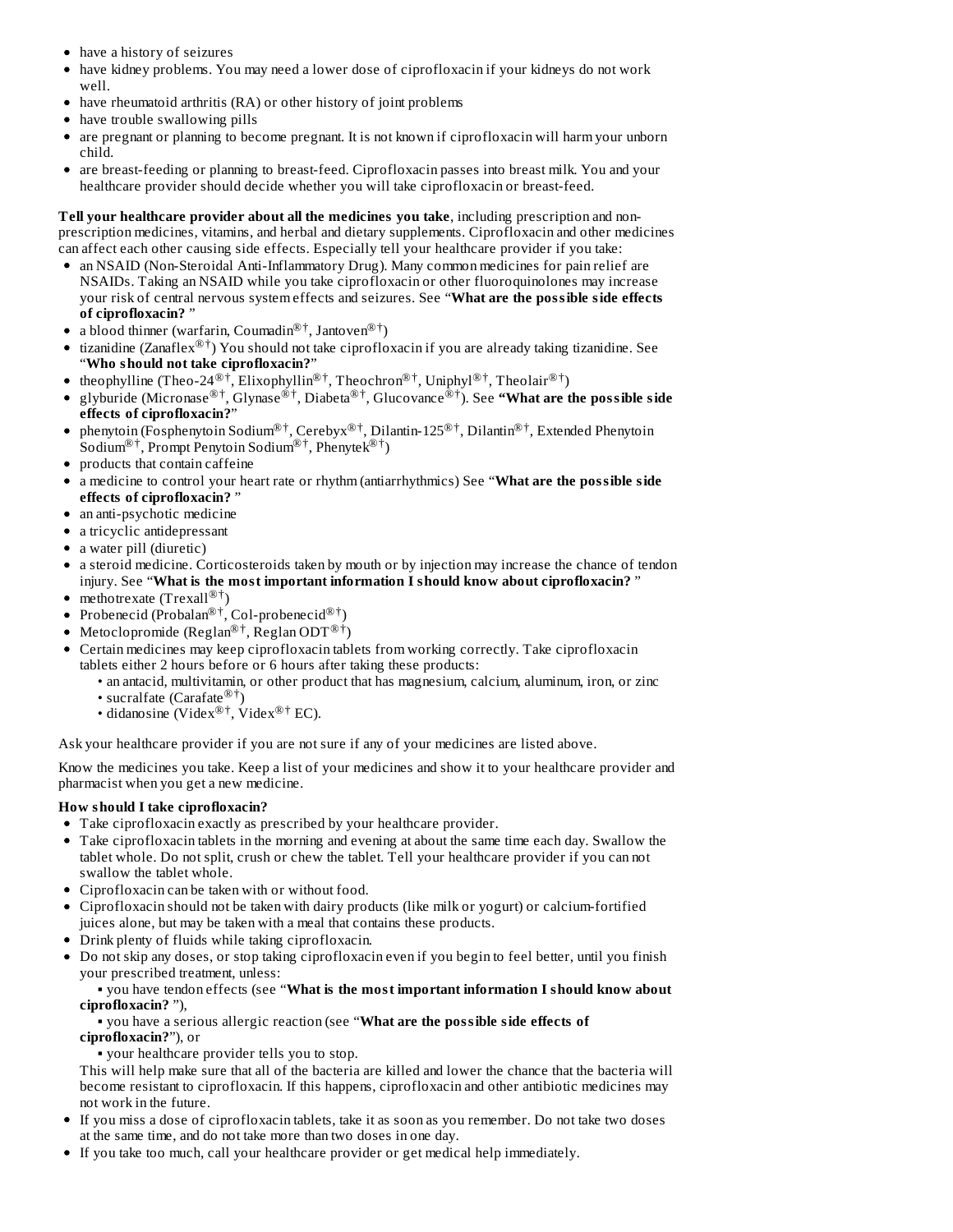- have a history of seizures
- have kidney problems. You may need a lower dose of ciprofloxacin if your kidneys do not work well.
- have rheumatoid arthritis (RA) or other history of joint problems
- have trouble swallowing pills
- are pregnant or planning to become pregnant. It is not known if ciprofloxacin will harm your unborn child.
- are breast-feeding or planning to breast-feed. Ciprofloxacin passes into breast milk. You and your healthcare provider should decide whether you will take ciprofloxacin or breast-feed.

**Tell your healthcare provider about all the medicines you take**, including prescription and non-prescription medicines, vitamins, and herbal and dietary supplements. Ciprofloxacin and other medicines can affect each other causing side effects. Especially tell your healthcare provider if you take:

- an NSAID (Non-Steroidal Anti-Inflammatory Drug). Many common medicines for pain relief are NSAIDs. Taking an NSAID while you take ciprofloxacin or other fluoroquinolones may increase your risk of central nervous system effects and seizures. See "**What are the possible side effects of ciprofloxacin?** "
- a blood thinner (warfarin, Coumadin®†, Jantoven®†)
- tizanidine (Zanaflex®†) You should not take ciprofloxacin if you are already taking tizanidine. See "**Who should not take ciprofloxacin?**"
- theophylline (Theo-24®†, Elixophyllin®†, Theochron®†, Uniphyl®†, Theolair®†)
- glyburide (Micronase®†, Glynase®†, Diabeta®†, Glucovance®†). See **"What are the possible side effects of ciprofloxacin?"**
- phenytoin (Fosphenytoin Sodium®†, Cerebyx®†, Dilantin-125®†, Dilantin®†, Extended Phenytoin Sodium®†, Prompt Penytoin Sodium®†, Phenytek®†)
- products that contain caffeine
- a medicine to control your heart rate or rhythm (antiarrhythmics) See "**What are the possible side effects of ciprofloxacin?** "
- an anti-psychotic medicine
- a tricyclic antidepressant
- a water pill (diuretic)
- a steroid medicine. Corticosteroids taken by mouth or by injection may increase the chance of tendon injury. See "**What is the most important information I should know about ciprofloxacin?** "
- methotrexate (Trexall®†)
- Probenecid (Probalan®†, Col-probenecid®†)
- Metoclopromide (Reglan®†, Reglan ODT®†)
- Certain medicines may keep ciprofloxacin tablets from working correctly. Take ciprofloxacin tablets either 2 hours before or 6 hours after taking these products:
    - an antacid, multivitamin, or other product that has magnesium, calcium, aluminum, iron, or zinc
    - sucralfate (Carafate®†)
    - didanosine (Videx®†, Videx®† EC).

Ask your healthcare provider if you are not sure if any of your medicines are listed above.

Know the medicines you take. Keep a list of your medicines and show it to your healthcare provider and pharmacist when you get a new medicine.

**How should I take ciprofloxacin?**

- Take ciprofloxacin exactly as prescribed by your healthcare provider.
- Take ciprofloxacin tablets in the morning and evening at about the same time each day. Swallow the tablet whole. Do not split, crush or chew the tablet. Tell your healthcare provider if you can not swallow the tablet whole.
- Ciprofloxacin can be taken with or without food.
- Ciprofloxacin should not be taken with dairy products (like milk or yogurt) or calcium-fortified juices alone, but may be taken with a meal that contains these products.
- Drink plenty of fluids while taking ciprofloxacin.
- Do not skip any doses, or stop taking ciprofloxacin even if you begin to feel better, until you finish your prescribed treatment, unless:
    - you have tendon effects (see "**What is the most important information I should know about ciprofloxacin?** "),
    - you have a serious allergic reaction (see "**What are the possible side effects of ciprofloxacin?**"), or
    - your healthcare provider tells you to stop.

  This will help make sure that all of the bacteria are killed and lower the chance that the bacteria will become resistant to ciprofloxacin. If this happens, ciprofloxacin and other antibiotic medicines may not work in the future.
- If you miss a dose of ciprofloxacin tablets, take it as soon as you remember. Do not take two doses at the same time, and do not take more than two doses in one day.
- If you take too much, call your healthcare provider or get medical help immediately.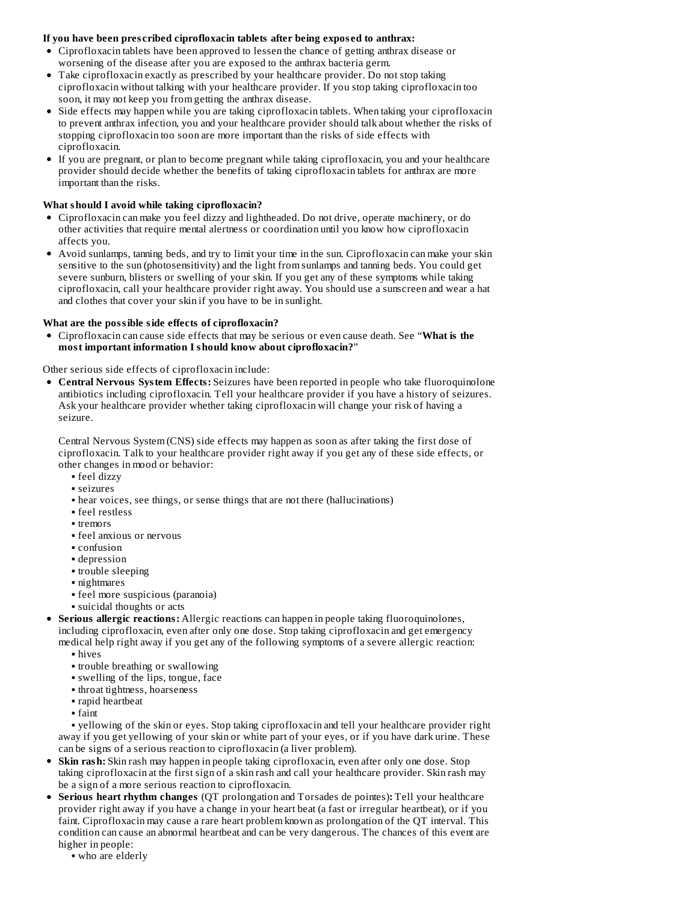**If you have been prescribed ciprofloxacin tablets after being exposed to anthrax:**

- Ciprofloxacin tablets have been approved to lessen the chance of getting anthrax disease or worsening of the disease after you are exposed to the anthrax bacteria germ.
- Take ciprofloxacin exactly as prescribed by your healthcare provider. Do not stop taking ciprofloxacin without talking with your healthcare provider. If you stop taking ciprofloxacin too soon, it may not keep you from getting the anthrax disease.
- Side effects may happen while you are taking ciprofloxacin tablets. When taking your ciprofloxacin to prevent anthrax infection, you and your healthcare provider should talk about whether the risks of stopping ciprofloxacin too soon are more important than the risks of side effects with ciprofloxacin.
- If you are pregnant, or plan to become pregnant while taking ciprofloxacin, you and your healthcare provider should decide whether the benefits of taking ciprofloxacin tablets for anthrax are more important than the risks.

**What should I avoid while taking ciprofloxacin?**

- Ciprofloxacin can make you feel dizzy and lightheaded. Do not drive, operate machinery, or do other activities that require mental alertness or coordination until you know how ciprofloxacin affects you.
- Avoid sunlamps, tanning beds, and try to limit your time in the sun. Ciprofloxacin can make your skin sensitive to the sun (photosensitivity) and the light from sunlamps and tanning beds. You could get severe sunburn, blisters or swelling of your skin. If you get any of these symptoms while taking ciprofloxacin, call your healthcare provider right away. You should use a sunscreen and wear a hat and clothes that cover your skin if you have to be in sunlight.

**What are the possible side effects of ciprofloxacin?**

- Ciprofloxacin can cause side effects that may be serious or even cause death. See "**What is the most important information I should know about ciprofloxacin?**"

Other serious side effects of ciprofloxacin include:

- **Central Nervous System Effects:** Seizures have been reported in people who take fluoroquinolone antibiotics including ciprofloxacin. Tell your healthcare provider if you have a history of seizures. Ask your healthcare provider whether taking ciprofloxacin will change your risk of having a seizure.

  Central Nervous System (CNS) side effects may happen as soon as after taking the first dose of ciprofloxacin. Talk to your healthcare provider right away if you get any of these side effects, or other changes in mood or behavior:
  - feel dizzy
  - seizures
  - hear voices, see things, or sense things that are not there (hallucinations)
  - feel restless
  - tremors
  - feel anxious or nervous
  - confusion
  - depression
  - trouble sleeping
  - nightmares
  - feel more suspicious (paranoia)
  - suicidal thoughts or acts
- **Serious allergic reactions:** Allergic reactions can happen in people taking fluoroquinolones, including ciprofloxacin, even after only one dose. Stop taking ciprofloxacin and get emergency medical help right away if you get any of the following symptoms of a severe allergic reaction:
  - hives
  - trouble breathing or swallowing
  - swelling of the lips, tongue, face
  - throat tightness, hoarseness
  - rapid heartbeat
  - faint
  - yellowing of the skin or eyes. Stop taking ciprofloxacin and tell your healthcare provider right away if you get yellowing of your skin or white part of your eyes, or if you have dark urine. These can be signs of a serious reaction to ciprofloxacin (a liver problem).
- **Skin rash:** Skin rash may happen in people taking ciprofloxacin, even after only one dose. Stop taking ciprofloxacin at the first sign of a skin rash and call your healthcare provider. Skin rash may be a sign of a more serious reaction to ciprofloxacin.
- **Serious heart rhythm changes** (QT prolongation and Torsades de pointes)**:** Tell your healthcare provider right away if you have a change in your heart beat (a fast or irregular heartbeat), or if you faint. Ciprofloxacin may cause a rare heart problem known as prolongation of the QT interval. This condition can cause an abnormal heartbeat and can be very dangerous. The chances of this event are higher in people:
  - who are elderly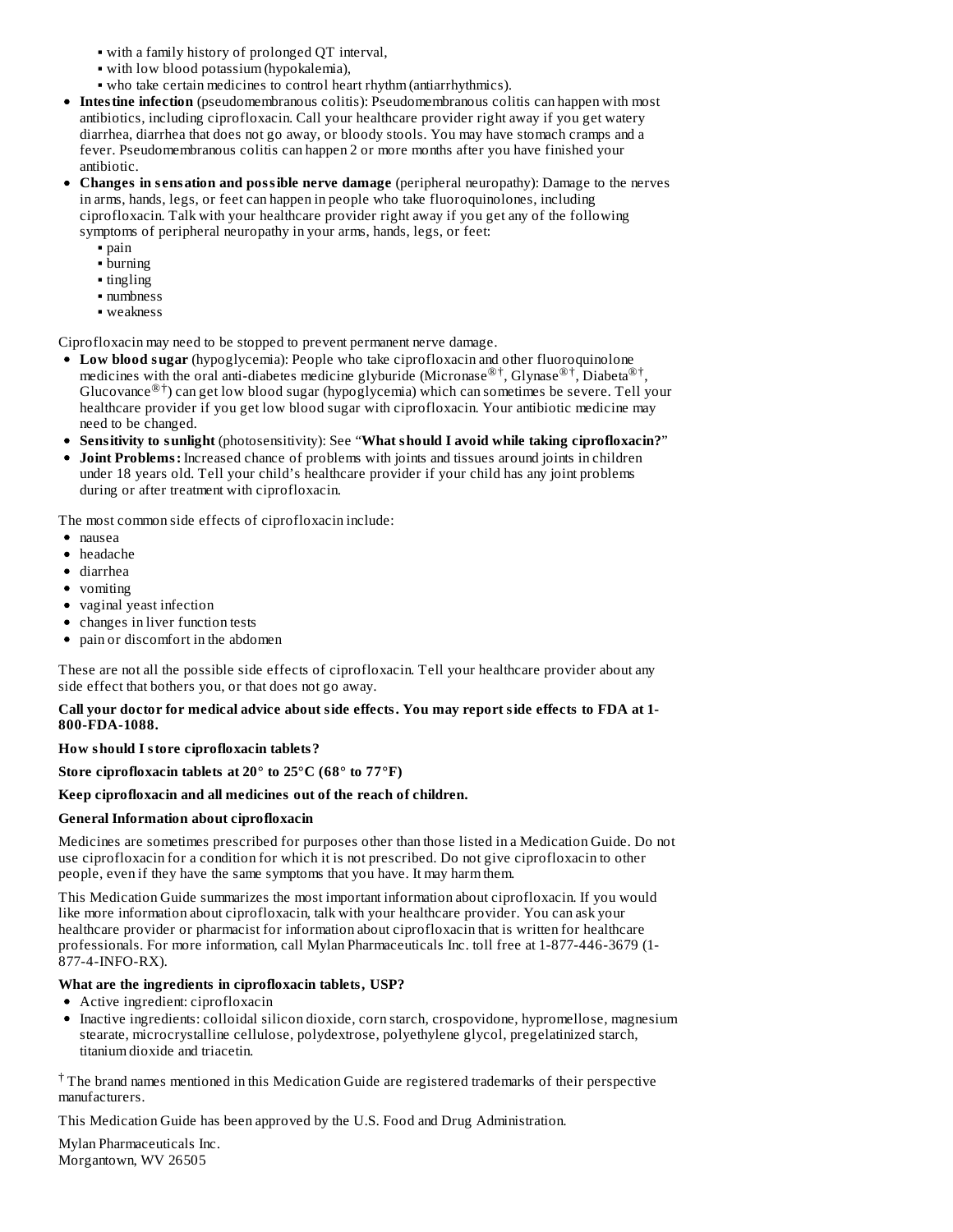- with a family history of prolonged QT interval,
   - with low blood potassium (hypokalemia),
   - who take certain medicines to control heart rhythm (antiarrhythmics).
- **Intestine infection** (pseudomembranous colitis): Pseudomembranous colitis can happen with most antibiotics, including ciprofloxacin. Call your healthcare provider right away if you get watery diarrhea, diarrhea that does not go away, or bloody stools. You may have stomach cramps and a fever. Pseudomembranous colitis can happen 2 or more months after you have finished your antibiotic.
- **Changes in sensation and possible nerve damage** (peripheral neuropathy): Damage to the nerves in arms, hands, legs, or feet can happen in people who take fluoroquinolones, including ciprofloxacin. Talk with your healthcare provider right away if you get any of the following symptoms of peripheral neuropathy in your arms, hands, legs, or feet:
   - pain
   - burning
   - tingling
   - numbness
   - weakness

Ciprofloxacin may need to be stopped to prevent permanent nerve damage.

- **Low blood sugar** (hypoglycemia): People who take ciprofloxacin and other fluoroquinolone medicines with the oral anti-diabetes medicine glyburide (Micronase®†, Glynase®†, Diabeta®†, Glucovance®†) can get low blood sugar (hypoglycemia) which can sometimes be severe. Tell your healthcare provider if you get low blood sugar with ciprofloxacin. Your antibiotic medicine may need to be changed.
- **Sensitivity to sunlight** (photosensitivity): See "**What should I avoid while taking ciprofloxacin?**"
- **Joint Problems:** Increased chance of problems with joints and tissues around joints in children under 18 years old. Tell your child's healthcare provider if your child has any joint problems during or after treatment with ciprofloxacin.

The most common side effects of ciprofloxacin include:

- nausea
- headache
- diarrhea
- vomiting
- vaginal yeast infection
- changes in liver function tests
- pain or discomfort in the abdomen

These are not all the possible side effects of ciprofloxacin. Tell your healthcare provider about any side effect that bothers you, or that does not go away.

**Call your doctor for medical advice about side effects. You may report side effects to FDA at 1-800-FDA-1088.**

**How should I store ciprofloxacin tablets?**

**Store ciprofloxacin tablets at 20° to 25°C (68° to 77°F)**

**Keep ciprofloxacin and all medicines out of the reach of children.**

**General Information about ciprofloxacin**

Medicines are sometimes prescribed for purposes other than those listed in a Medication Guide. Do not use ciprofloxacin for a condition for which it is not prescribed. Do not give ciprofloxacin to other people, even if they have the same symptoms that you have. It may harm them.

This Medication Guide summarizes the most important information about ciprofloxacin. If you would like more information about ciprofloxacin, talk with your healthcare provider. You can ask your healthcare provider or pharmacist for information about ciprofloxacin that is written for healthcare professionals. For more information, call Mylan Pharmaceuticals Inc. toll free at 1-877-446-3679 (1-877-4-INFO-RX).

**What are the ingredients in ciprofloxacin tablets, USP?**

- Active ingredient: ciprofloxacin
- Inactive ingredients: colloidal silicon dioxide, corn starch, crospovidone, hypromellose, magnesium stearate, microcrystalline cellulose, polydextrose, polyethylene glycol, pregelatinized starch, titanium dioxide and triacetin.

† The brand names mentioned in this Medication Guide are registered trademarks of their perspective manufacturers.

This Medication Guide has been approved by the U.S. Food and Drug Administration.

Mylan Pharmaceuticals Inc.
Morgantown, WV 26505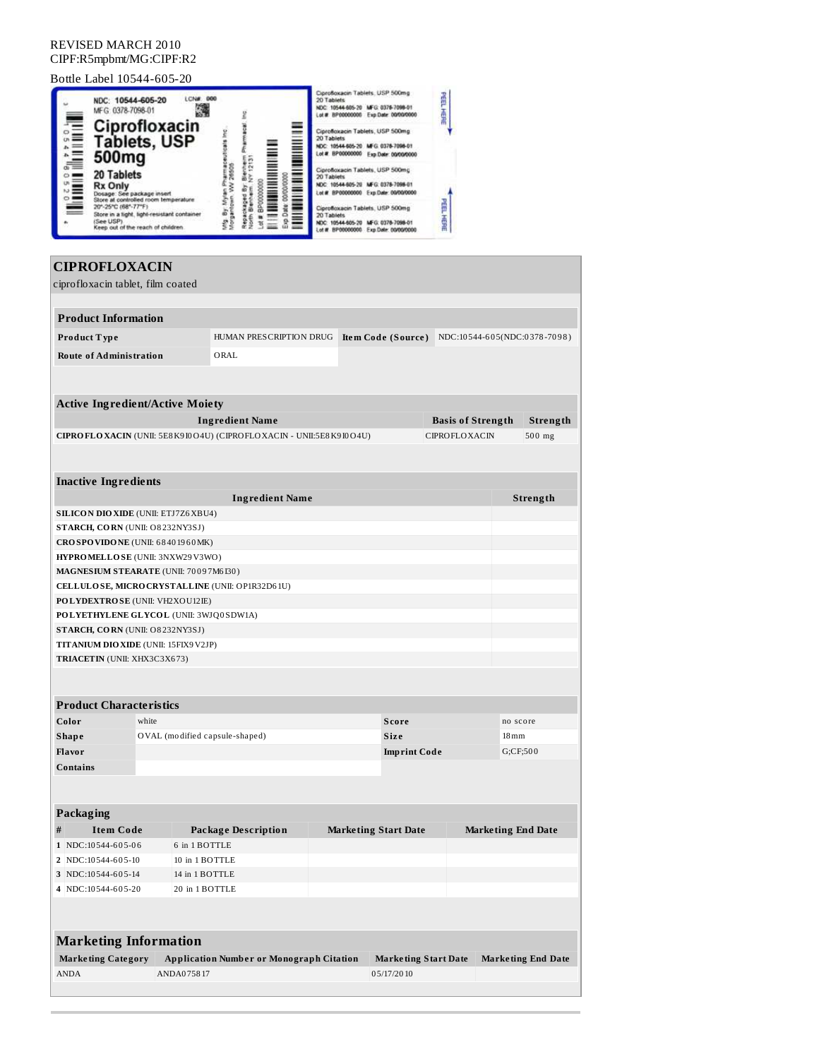REVISED MARCH 2010
CIPF:R5mpbmt/MG:CIPF:R2

Bottle Label 10544-605-20

NDC: 10544-605-20 LCN# 000
MFG: 0378-7098-01

Ciprofloxacin Tablets, USP 500mg

20 Tablets

Rx Only

Dosage: See package insert
Store at controlled room temperature 20°-25°C (68°-77°F)
Store in a tight, light-resistant container (See USP)
Keep out of the reach of children

Mfg. By: Mylan Pharmaceuticals Inc. Morgantown, WV 26505
Repackaged By: Blenheim Pharmacal, Inc. North Blenheim, NY 12131
Lot # BP00000000
Exp Date: 00/00/0000

Ciprofloxacin Tablets, USP 500mg
20 Tablets
NDC: 10544-605-20 MFG: 0378-7098-01
Lot # BP00000000 Exp Date: 00/00/0000

PEEL HERE

## CIPROFLOXACIN

ciprofloxacin tablet, film coated

### Product Information

| Product Type | HUMAN PRESCRIPTION DRUG | Item Code (Source) | NDC:10544-605(NDC:0378-7098) |
|---|---|---|---|
| Route of Administration | ORAL | | |

### Active Ingredient/Active Moiety

| Ingredient Name | Basis of Strength | Strength |
|---|---|---|
| **CIPROFLOXACIN** (UNII: 5E8K9I0O4U) (CIPROFLOXACIN - UNII:5E8K9I0O4U) | CIPROFLOXACIN | 500 mg |

### Inactive Ingredients

| Ingredient Name | Strength |
|---|---|
| **SILICON DIOXIDE** (UNII: ETJ7Z6XBU4) | |
| **STARCH, CORN** (UNII: O8232NY3SJ) | |
| **CROSPOVIDONE** (UNII: 68401960MK) | |
| **HYPROMELLOSE** (UNII: 3NXW29V3WO) | |
| **MAGNESIUM STEARATE** (UNII: 70097M6I30) | |
| **CELLULOSE, MICROCRYSTALLINE** (UNII: OP1R32D61U) | |
| **POLYDEXTROSE** (UNII: VH2XOU12IE) | |
| **POLYETHYLENE GLYCOL** (UNII: 3WJQ0SDW1A) | |
| **STARCH, CORN** (UNII: O8232NY3SJ) | |
| **TITANIUM DIOXIDE** (UNII: 15FIX9V2JP) | |
| **TRIACETIN** (UNII: XHX3C3X673) | |

### Product Characteristics

| Color | white | Score | no score |
|---|---|---|---|
| Shape | OVAL (modified capsule-shaped) | Size | 18mm |
| Flavor | | Imprint Code | G;CF;500 |
| Contains | | | |

### Packaging

| # | Item Code | Package Description | Marketing Start Date | Marketing End Date |
|---|---|---|---|---|
| 1 | NDC:10544-605-06 | 6 in 1 BOTTLE | | |
| 2 | NDC:10544-605-10 | 10 in 1 BOTTLE | | |
| 3 | NDC:10544-605-14 | 14 in 1 BOTTLE | | |
| 4 | NDC:10544-605-20 | 20 in 1 BOTTLE | | |

### Marketing Information

| Marketing Category | Application Number or Monograph Citation | Marketing Start Date | Marketing End Date |
|---|---|---|---|
| ANDA | ANDA075817 | 05/17/2010 | |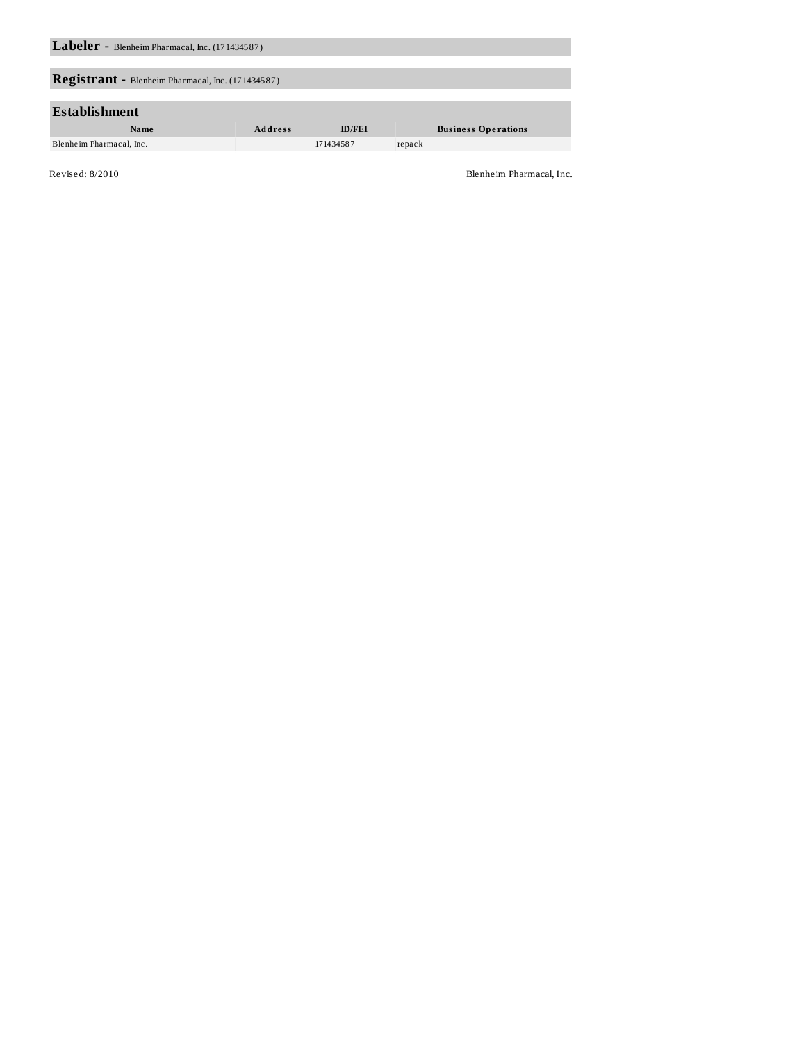## Labeler - Blenheim Pharmacal, Inc. (171434587)

## Registrant - Blenheim Pharmacal, Inc. (171434587)

## Establishment

| Name | Address | ID/FEI | Business Operations |
| --- | --- | --- | --- |
| Blenheim Pharmacal, Inc. | | 171434587 | repack |

Revised: 8/2010

Blenheim Pharmacal, Inc.